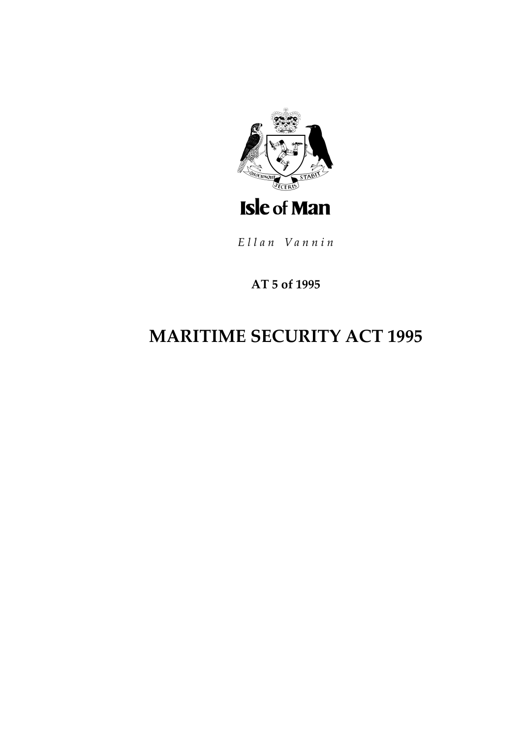Isle of Man

*Ellan Vannin*

**AT 5 of 1995**

# MARITIME SECURITY ACT 1995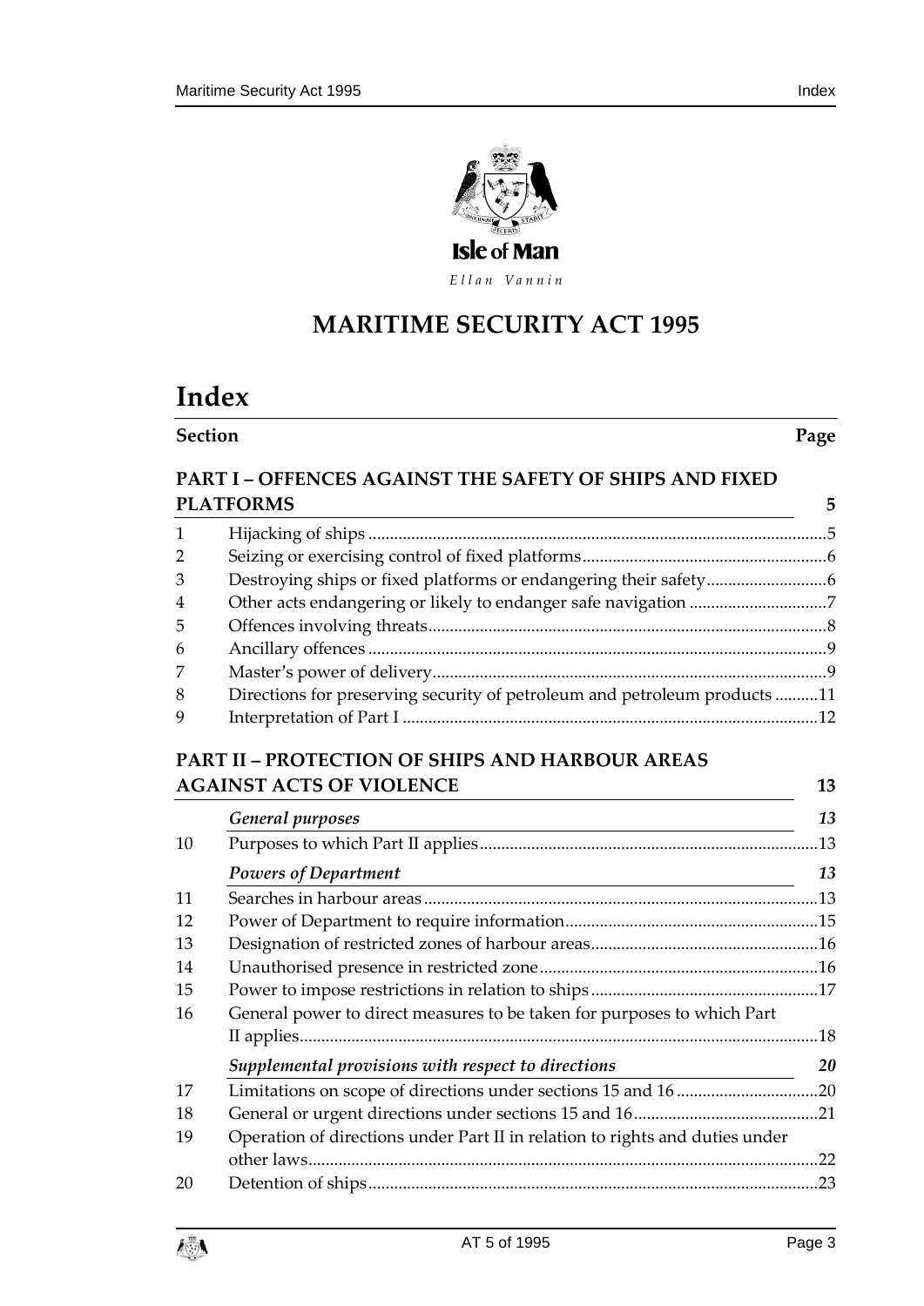Isle of Man

*Ellan Vannin*

# MARITIME SECURITY ACT 1995

# Index

| Section | | Page |
|---|---|---|
| **PART I – OFFENCES AGAINST THE SAFETY OF SHIPS AND FIXED PLATFORMS** | | **5** |
| 1 | Hijacking of ships | 5 |
| 2 | Seizing or exercising control of fixed platforms | 6 |
| 3 | Destroying ships or fixed platforms or endangering their safety | 6 |
| 4 | Other acts endangering or likely to endanger safe navigation | 7 |
| 5 | Offences involving threats | 8 |
| 6 | Ancillary offences | 9 |
| 7 | Master's power of delivery | 9 |
| 8 | Directions for preserving security of petroleum and petroleum products | 11 |
| 9 | Interpretation of Part I | 12 |
| **PART II – PROTECTION OF SHIPS AND HARBOUR AREAS AGAINST ACTS OF VIOLENCE** | | **13** |
| | ***General purposes*** | ***13*** |
| 10 | Purposes to which Part II applies | 13 |
| | ***Powers of Department*** | ***13*** |
| 11 | Searches in harbour areas | 13 |
| 12 | Power of Department to require information | 15 |
| 13 | Designation of restricted zones of harbour areas | 16 |
| 14 | Unauthorised presence in restricted zone | 16 |
| 15 | Power to impose restrictions in relation to ships | 17 |
| 16 | General power to direct measures to be taken for purposes to which Part II applies | 18 |
| | ***Supplemental provisions with respect to directions*** | ***20*** |
| 17 | Limitations on scope of directions under sections 15 and 16 | 20 |
| 18 | General or urgent directions under sections 15 and 16 | 21 |
| 19 | Operation of directions under Part II in relation to rights and duties under other laws | 22 |
| 20 | Detention of ships | 23 |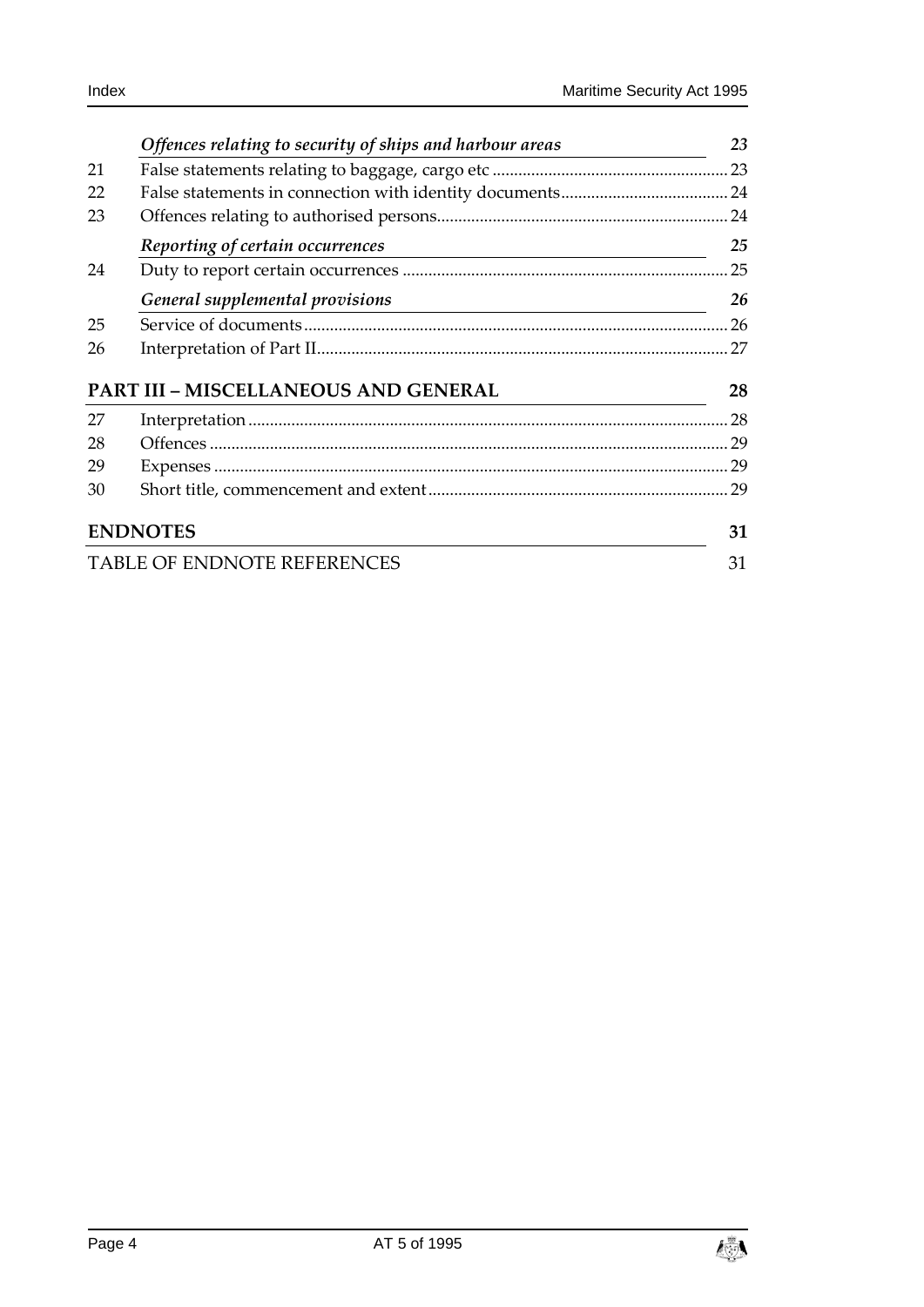| | *Offences relating to security of ships and harbour areas* | *23* |
|---|---|---|
| 21 | False statements relating to baggage, cargo etc | 23 |
| 22 | False statements in connection with identity documents | 24 |
| 23 | Offences relating to authorised persons | 24 |
| | *Reporting of certain occurrences* | *25* |
| 24 | Duty to report certain occurrences | 25 |
| | *General supplemental provisions* | *26* |
| 25 | Service of documents | 26 |
| 26 | Interpretation of Part II | 27 |

**PART III – MISCELLANEOUS AND GENERAL** **28**

| | | |
|---|---|---|
| 27 | Interpretation | 28 |
| 28 | Offences | 29 |
| 29 | Expenses | 29 |
| 30 | Short title, commencement and extent | 29 |

**ENDNOTES** **31**

TABLE OF ENDNOTE REFERENCES 31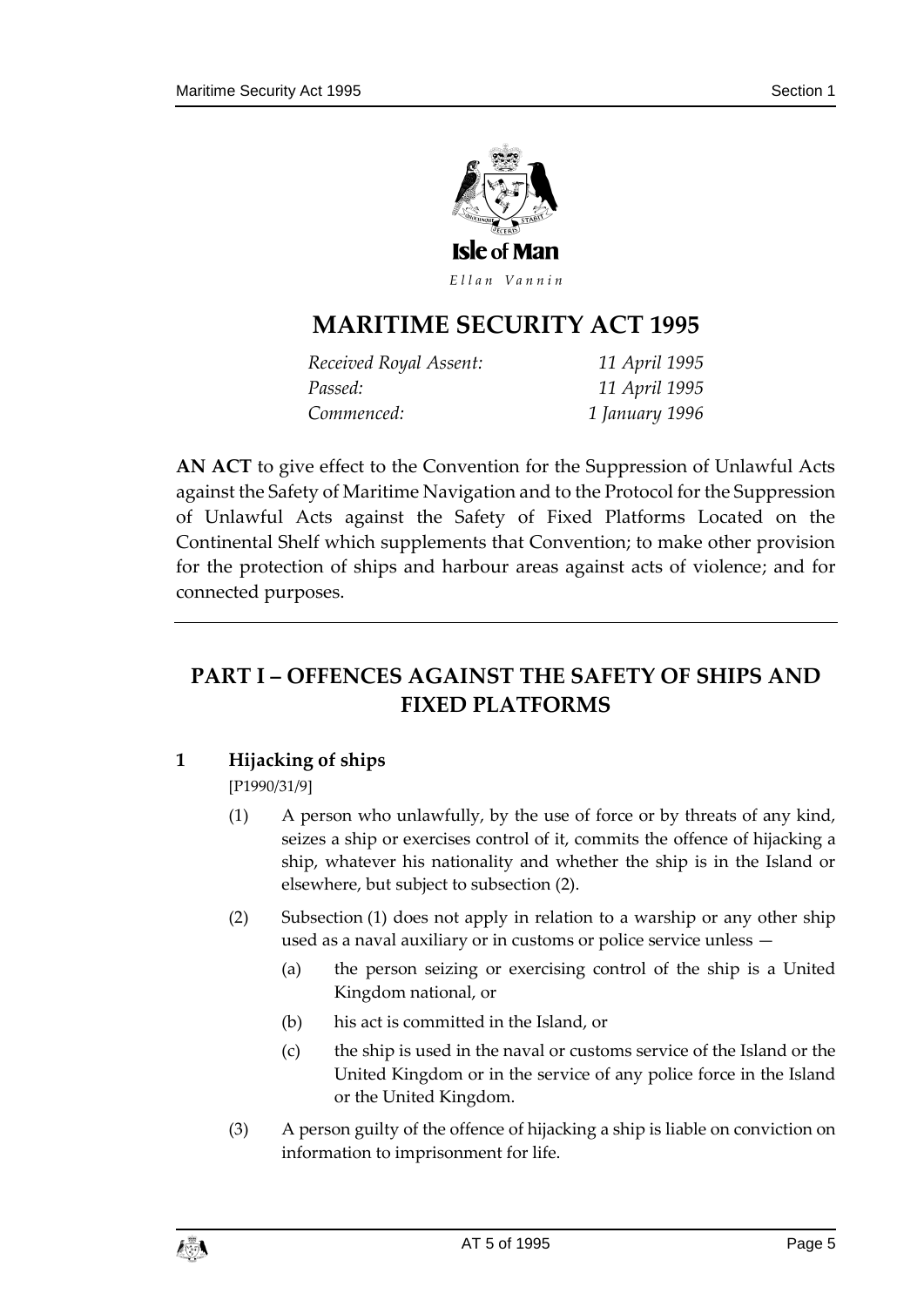Isle of Man

*Ellan Vannin*

# MARITIME SECURITY ACT 1995

| | |
|---|---|
| *Received Royal Assent:* | *11 April 1995* |
| *Passed:* | *11 April 1995* |
| *Commenced:* | *1 January 1996* |

**AN ACT** to give effect to the Convention for the Suppression of Unlawful Acts against the Safety of Maritime Navigation and to the Protocol for the Suppression of Unlawful Acts against the Safety of Fixed Platforms Located on the Continental Shelf which supplements that Convention; to make other provision for the protection of ships and harbour areas against acts of violence; and for connected purposes.

## PART I – OFFENCES AGAINST THE SAFETY OF SHIPS AND FIXED PLATFORMS

### 1 Hijacking of ships

[P1990/31/9]

(1) A person who unlawfully, by the use of force or by threats of any kind, seizes a ship or exercises control of it, commits the offence of hijacking a ship, whatever his nationality and whether the ship is in the Island or elsewhere, but subject to subsection (2).

(2) Subsection (1) does not apply in relation to a warship or any other ship used as a naval auxiliary or in customs or police service unless —

(a) the person seizing or exercising control of the ship is a United Kingdom national, or

(b) his act is committed in the Island, or

(c) the ship is used in the naval or customs service of the Island or the United Kingdom or in the service of any police force in the Island or the United Kingdom.

(3) A person guilty of the offence of hijacking a ship is liable on conviction on information to imprisonment for life.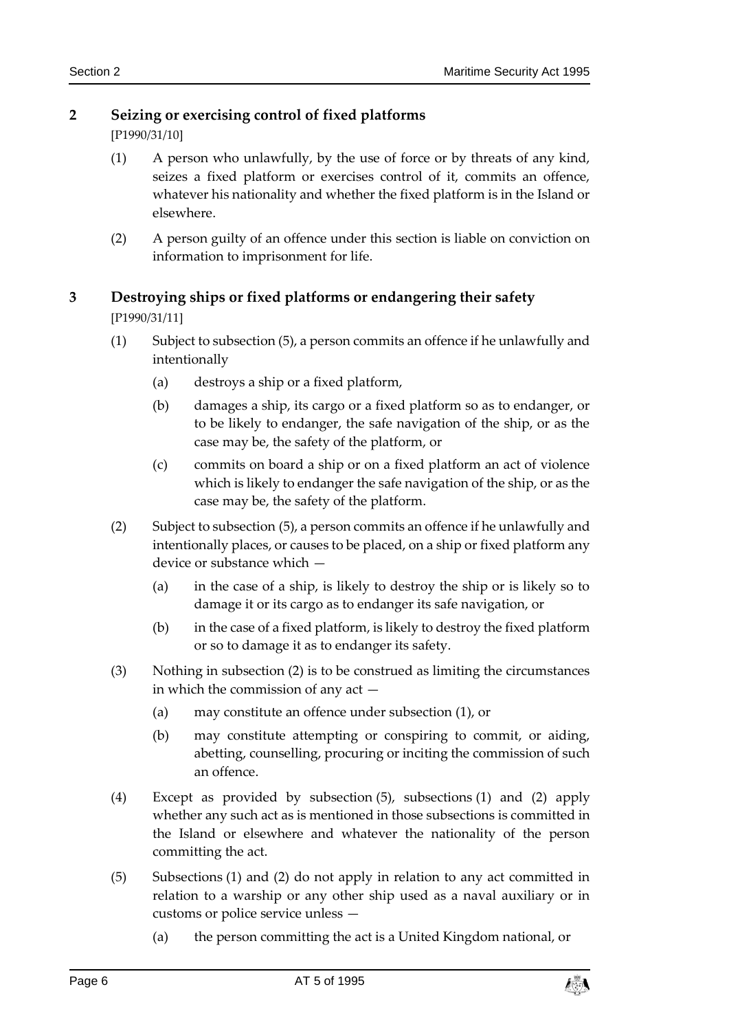## 2 Seizing or exercising control of fixed platforms

[P1990/31/10]

(1) A person who unlawfully, by the use of force or by threats of any kind, seizes a fixed platform or exercises control of it, commits an offence, whatever his nationality and whether the fixed platform is in the Island or elsewhere.

(2) A person guilty of an offence under this section is liable on conviction on information to imprisonment for life.

## 3 Destroying ships or fixed platforms or endangering their safety

[P1990/31/11]

(1) Subject to subsection (5), a person commits an offence if he unlawfully and intentionally

(a) destroys a ship or a fixed platform,

(b) damages a ship, its cargo or a fixed platform so as to endanger, or to be likely to endanger, the safe navigation of the ship, or as the case may be, the safety of the platform, or

(c) commits on board a ship or on a fixed platform an act of violence which is likely to endanger the safe navigation of the ship, or as the case may be, the safety of the platform.

(2) Subject to subsection (5), a person commits an offence if he unlawfully and intentionally places, or causes to be placed, on a ship or fixed platform any device or substance which —

(a) in the case of a ship, is likely to destroy the ship or is likely so to damage it or its cargo as to endanger its safe navigation, or

(b) in the case of a fixed platform, is likely to destroy the fixed platform or so to damage it as to endanger its safety.

(3) Nothing in subsection (2) is to be construed as limiting the circumstances in which the commission of any act —

(a) may constitute an offence under subsection (1), or

(b) may constitute attempting or conspiring to commit, or aiding, abetting, counselling, procuring or inciting the commission of such an offence.

(4) Except as provided by subsection (5), subsections (1) and (2) apply whether any such act as is mentioned in those subsections is committed in the Island or elsewhere and whatever the nationality of the person committing the act.

(5) Subsections (1) and (2) do not apply in relation to any act committed in relation to a warship or any other ship used as a naval auxiliary or in customs or police service unless —

(a) the person committing the act is a United Kingdom national, or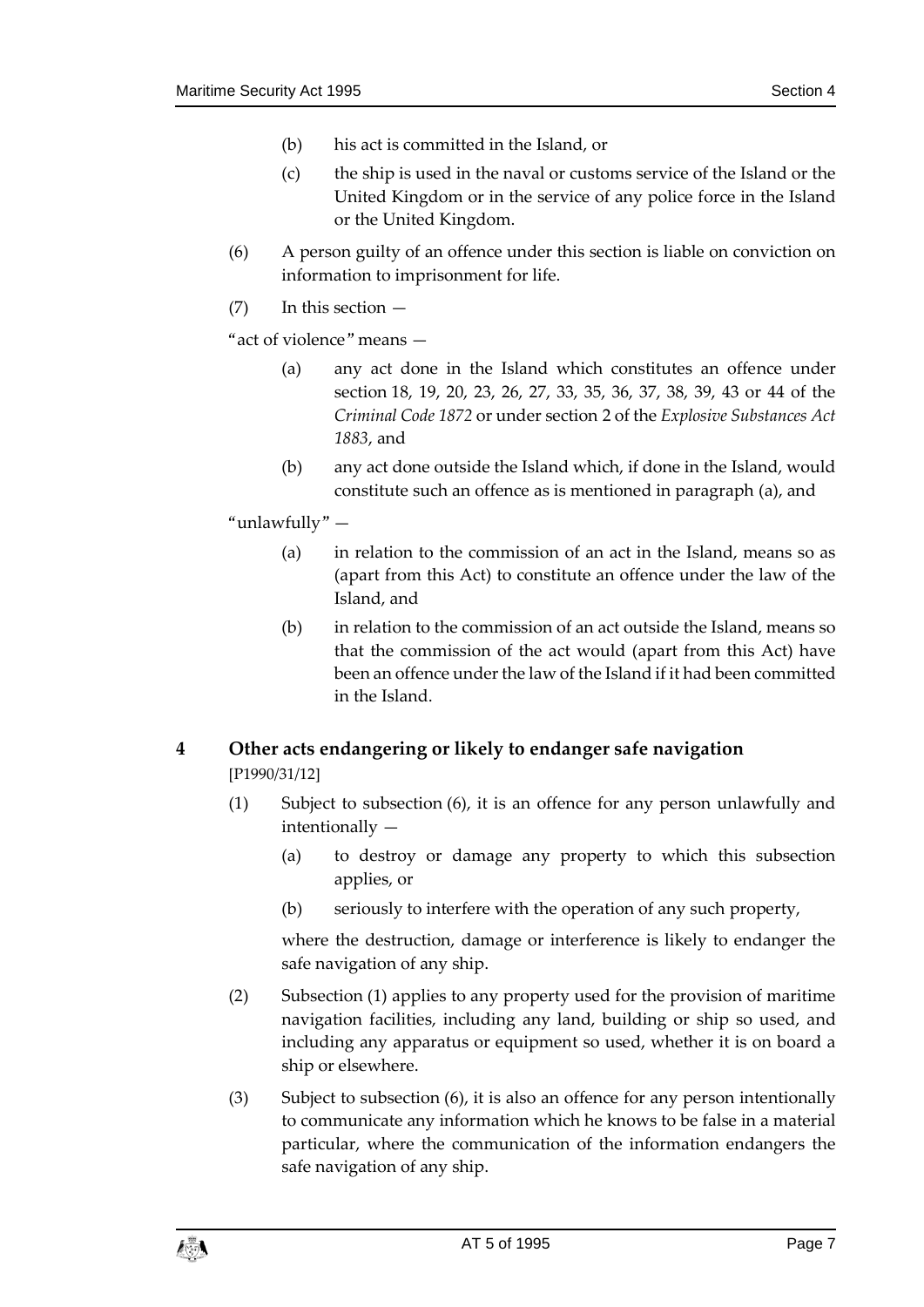(b) his act is committed in the Island, or

(c) the ship is used in the naval or customs service of the Island or the United Kingdom or in the service of any police force in the Island or the United Kingdom.

(6) A person guilty of an offence under this section is liable on conviction on information to imprisonment for life.

(7) In this section —

"act of violence" means —

(a) any act done in the Island which constitutes an offence under section 18, 19, 20, 23, 26, 27, 33, 35, 36, 37, 38, 39, 43 or 44 of the *Criminal Code 1872* or under section 2 of the *Explosive Substances Act 1883*, and

(b) any act done outside the Island which, if done in the Island, would constitute such an offence as is mentioned in paragraph (a), and

"unlawfully" —

(a) in relation to the commission of an act in the Island, means so as (apart from this Act) to constitute an offence under the law of the Island, and

(b) in relation to the commission of an act outside the Island, means so that the commission of the act would (apart from this Act) have been an offence under the law of the Island if it had been committed in the Island.

## 4 Other acts endangering or likely to endanger safe navigation

[P1990/31/12]

(1) Subject to subsection (6), it is an offence for any person unlawfully and intentionally —

(a) to destroy or damage any property to which this subsection applies, or

(b) seriously to interfere with the operation of any such property,

where the destruction, damage or interference is likely to endanger the safe navigation of any ship.

(2) Subsection (1) applies to any property used for the provision of maritime navigation facilities, including any land, building or ship so used, and including any apparatus or equipment so used, whether it is on board a ship or elsewhere.

(3) Subject to subsection (6), it is also an offence for any person intentionally to communicate any information which he knows to be false in a material particular, where the communication of the information endangers the safe navigation of any ship.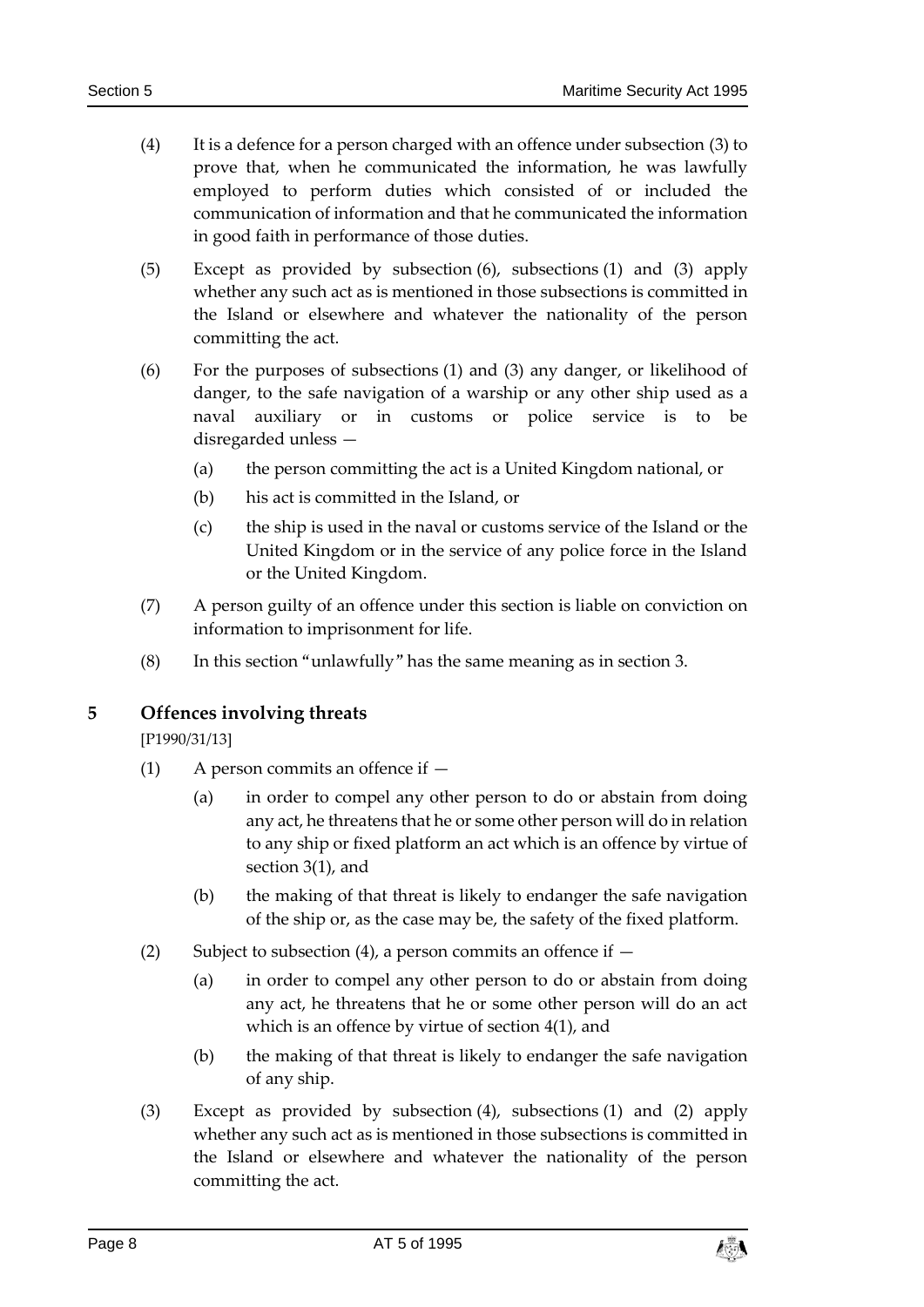(4) It is a defence for a person charged with an offence under subsection (3) to prove that, when he communicated the information, he was lawfully employed to perform duties which consisted of or included the communication of information and that he communicated the information in good faith in performance of those duties.

(5) Except as provided by subsection (6), subsections (1) and (3) apply whether any such act as is mentioned in those subsections is committed in the Island or elsewhere and whatever the nationality of the person committing the act.

(6) For the purposes of subsections (1) and (3) any danger, or likelihood of danger, to the safe navigation of a warship or any other ship used as a naval auxiliary or in customs or police service is to be disregarded unless —

(a) the person committing the act is a United Kingdom national, or

(b) his act is committed in the Island, or

(c) the ship is used in the naval or customs service of the Island or the United Kingdom or in the service of any police force in the Island or the United Kingdom.

(7) A person guilty of an offence under this section is liable on conviction on information to imprisonment for life.

(8) In this section "unlawfully" has the same meaning as in section 3.

## 5 Offences involving threats

[P1990/31/13]

(1) A person commits an offence if —

(a) in order to compel any other person to do or abstain from doing any act, he threatens that he or some other person will do in relation to any ship or fixed platform an act which is an offence by virtue of section 3(1), and

(b) the making of that threat is likely to endanger the safe navigation of the ship or, as the case may be, the safety of the fixed platform.

(2) Subject to subsection (4), a person commits an offence if —

(a) in order to compel any other person to do or abstain from doing any act, he threatens that he or some other person will do an act which is an offence by virtue of section 4(1), and

(b) the making of that threat is likely to endanger the safe navigation of any ship.

(3) Except as provided by subsection (4), subsections (1) and (2) apply whether any such act as is mentioned in those subsections is committed in the Island or elsewhere and whatever the nationality of the person committing the act.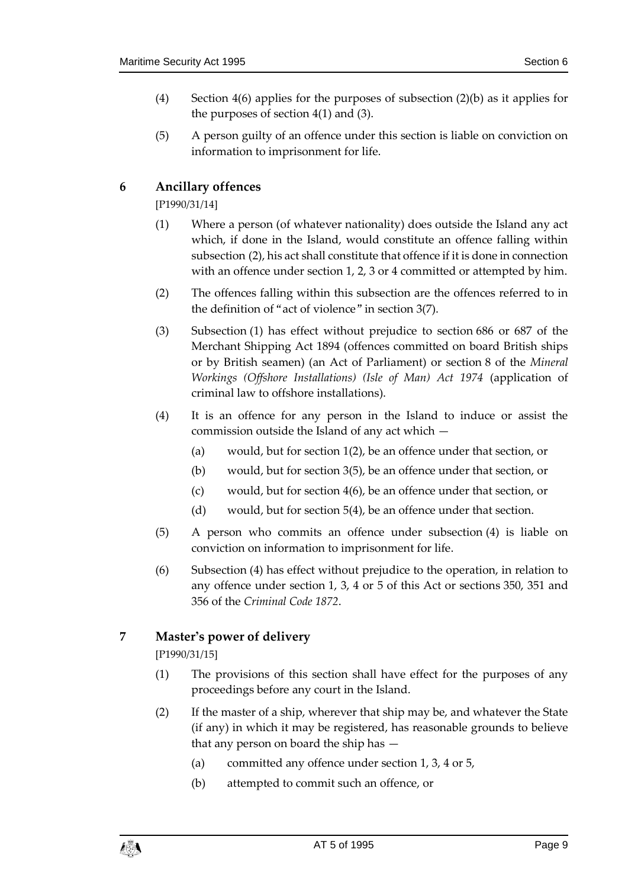(4) Section 4(6) applies for the purposes of subsection (2)(b) as it applies for the purposes of section 4(1) and (3).

(5) A person guilty of an offence under this section is liable on conviction on information to imprisonment for life.

## 6 Ancillary offences

[P1990/31/14]

(1) Where a person (of whatever nationality) does outside the Island any act which, if done in the Island, would constitute an offence falling within subsection (2), his act shall constitute that offence if it is done in connection with an offence under section 1, 2, 3 or 4 committed or attempted by him.

(2) The offences falling within this subsection are the offences referred to in the definition of "act of violence" in section 3(7).

(3) Subsection (1) has effect without prejudice to section 686 or 687 of the Merchant Shipping Act 1894 (offences committed on board British ships or by British seamen) (an Act of Parliament) or section 8 of the *Mineral Workings (Offshore Installations) (Isle of Man) Act 1974* (application of criminal law to offshore installations).

(4) It is an offence for any person in the Island to induce or assist the commission outside the Island of any act which —

(a) would, but for section 1(2), be an offence under that section, or

(b) would, but for section 3(5), be an offence under that section, or

(c) would, but for section 4(6), be an offence under that section, or

(d) would, but for section 5(4), be an offence under that section.

(5) A person who commits an offence under subsection (4) is liable on conviction on information to imprisonment for life.

(6) Subsection (4) has effect without prejudice to the operation, in relation to any offence under section 1, 3, 4 or 5 of this Act or sections 350, 351 and 356 of the *Criminal Code 1872*.

## 7 Master's power of delivery

[P1990/31/15]

(1) The provisions of this section shall have effect for the purposes of any proceedings before any court in the Island.

(2) If the master of a ship, wherever that ship may be, and whatever the State (if any) in which it may be registered, has reasonable grounds to believe that any person on board the ship has —

(a) committed any offence under section 1, 3, 4 or 5,

(b) attempted to commit such an offence, or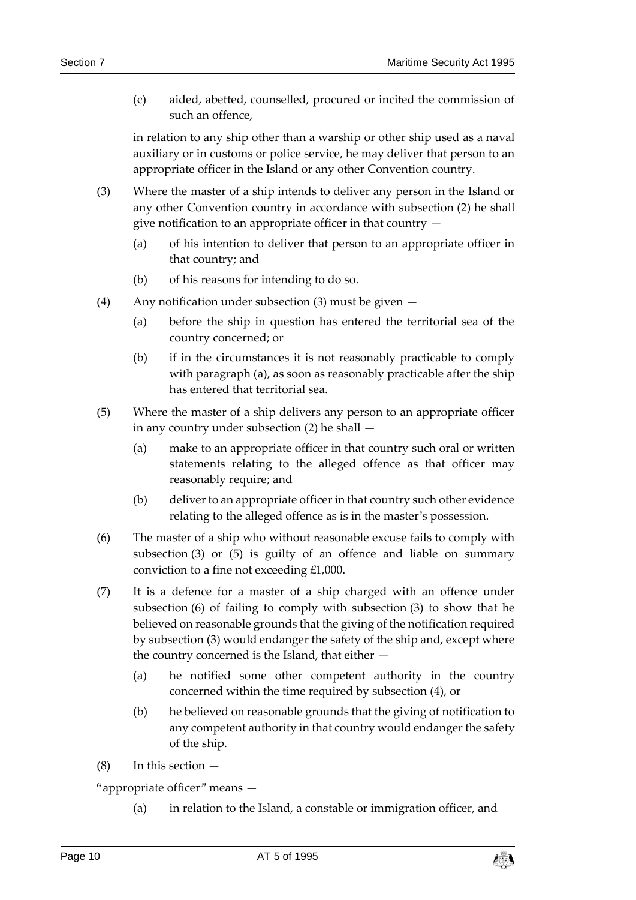(c) aided, abetted, counselled, procured or incited the commission of such an offence,

in relation to any ship other than a warship or other ship used as a naval auxiliary or in customs or police service, he may deliver that person to an appropriate officer in the Island or any other Convention country.

(3) Where the master of a ship intends to deliver any person in the Island or any other Convention country in accordance with subsection (2) he shall give notification to an appropriate officer in that country —

(a) of his intention to deliver that person to an appropriate officer in that country; and

(b) of his reasons for intending to do so.

(4) Any notification under subsection (3) must be given —

(a) before the ship in question has entered the territorial sea of the country concerned; or

(b) if in the circumstances it is not reasonably practicable to comply with paragraph (a), as soon as reasonably practicable after the ship has entered that territorial sea.

(5) Where the master of a ship delivers any person to an appropriate officer in any country under subsection (2) he shall —

(a) make to an appropriate officer in that country such oral or written statements relating to the alleged offence as that officer may reasonably require; and

(b) deliver to an appropriate officer in that country such other evidence relating to the alleged offence as is in the master's possession.

(6) The master of a ship who without reasonable excuse fails to comply with subsection (3) or (5) is guilty of an offence and liable on summary conviction to a fine not exceeding £1,000.

(7) It is a defence for a master of a ship charged with an offence under subsection (6) of failing to comply with subsection (3) to show that he believed on reasonable grounds that the giving of the notification required by subsection (3) would endanger the safety of the ship and, except where the country concerned is the Island, that either —

(a) he notified some other competent authority in the country concerned within the time required by subsection (4), or

(b) he believed on reasonable grounds that the giving of notification to any competent authority in that country would endanger the safety of the ship.

(8) In this section —

"appropriate officer" means —

(a) in relation to the Island, a constable or immigration officer, and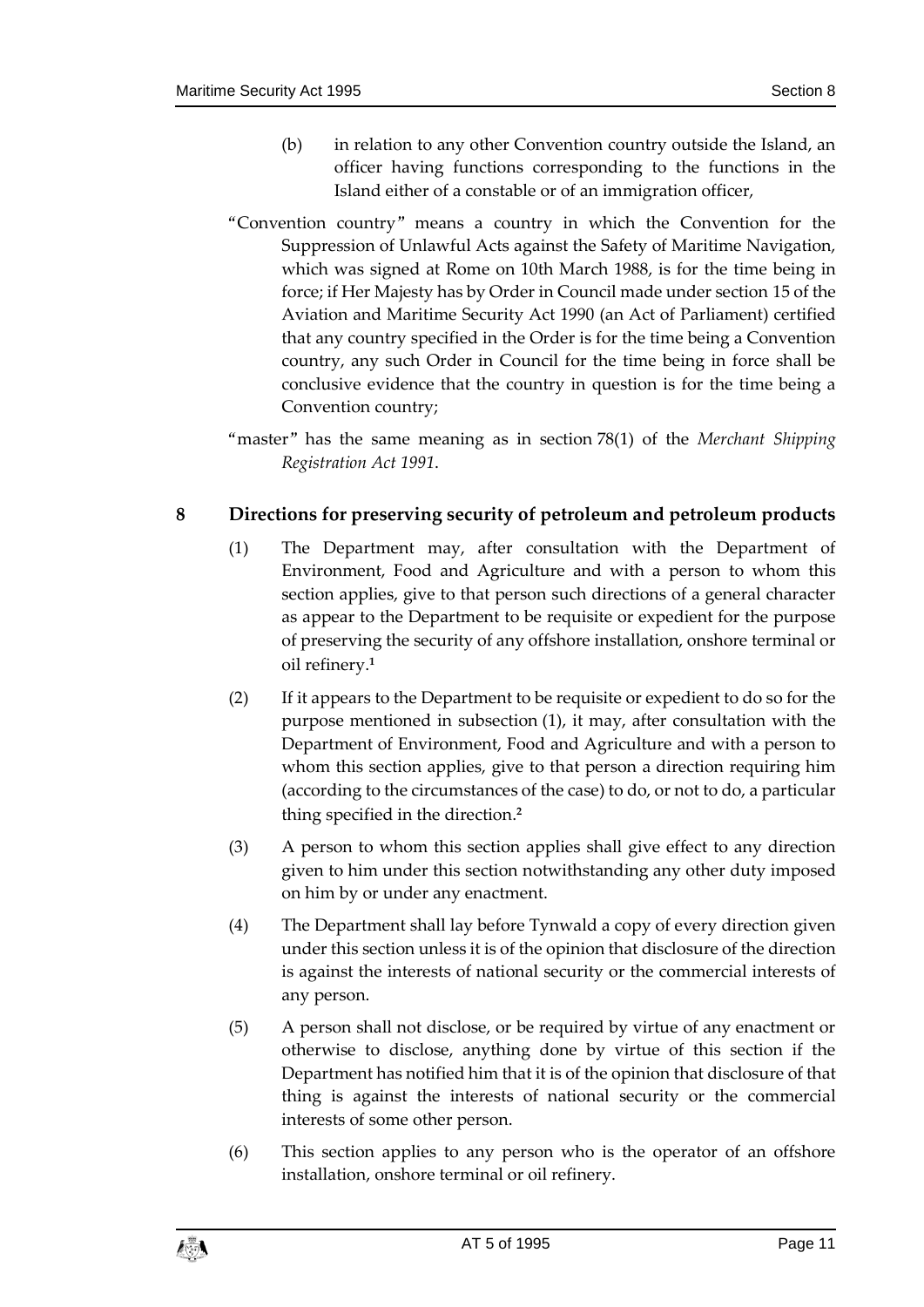(b) in relation to any other Convention country outside the Island, an officer having functions corresponding to the functions in the Island either of a constable or of an immigration officer,

"Convention country" means a country in which the Convention for the Suppression of Unlawful Acts against the Safety of Maritime Navigation, which was signed at Rome on 10th March 1988, is for the time being in force; if Her Majesty has by Order in Council made under section 15 of the Aviation and Maritime Security Act 1990 (an Act of Parliament) certified that any country specified in the Order is for the time being a Convention country, any such Order in Council for the time being in force shall be conclusive evidence that the country in question is for the time being a Convention country;

"master" has the same meaning as in section 78(1) of the *Merchant Shipping Registration Act 1991*.

## 8 Directions for preserving security of petroleum and petroleum products

(1) The Department may, after consultation with the Department of Environment, Food and Agriculture and with a person to whom this section applies, give to that person such directions of a general character as appear to the Department to be requisite or expedient for the purpose of preserving the security of any offshore installation, onshore terminal or oil refinery.[1]

(2) If it appears to the Department to be requisite or expedient to do so for the purpose mentioned in subsection (1), it may, after consultation with the Department of Environment, Food and Agriculture and with a person to whom this section applies, give to that person a direction requiring him (according to the circumstances of the case) to do, or not to do, a particular thing specified in the direction.[2]

(3) A person to whom this section applies shall give effect to any direction given to him under this section notwithstanding any other duty imposed on him by or under any enactment.

(4) The Department shall lay before Tynwald a copy of every direction given under this section unless it is of the opinion that disclosure of the direction is against the interests of national security or the commercial interests of any person.

(5) A person shall not disclose, or be required by virtue of any enactment or otherwise to disclose, anything done by virtue of this section if the Department has notified him that it is of the opinion that disclosure of that thing is against the interests of national security or the commercial interests of some other person.

(6) This section applies to any person who is the operator of an offshore installation, onshore terminal or oil refinery.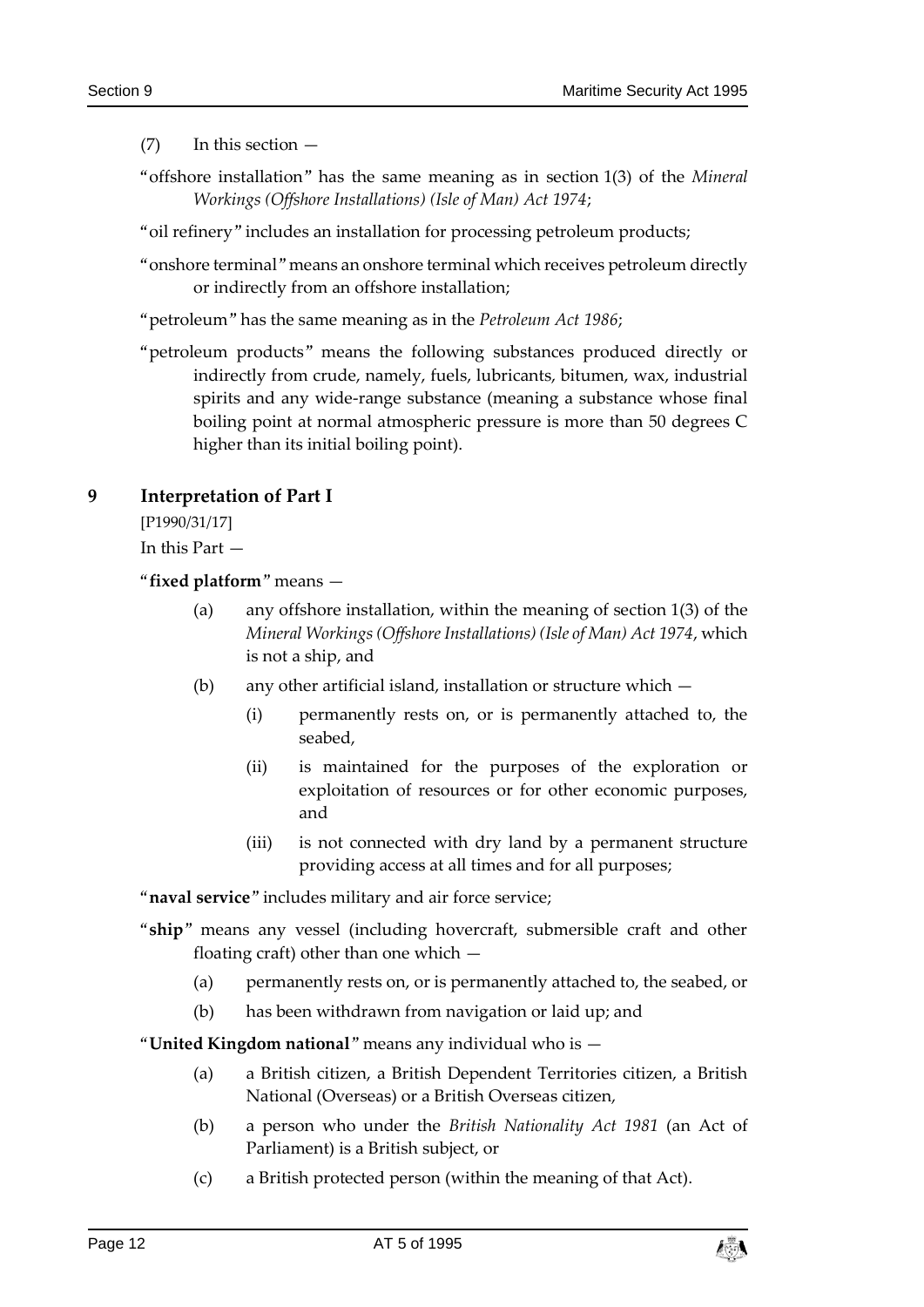(7) In this section —

"offshore installation" has the same meaning as in section 1(3) of the *Mineral Workings (Offshore Installations) (Isle of Man) Act 1974*;

"oil refinery" includes an installation for processing petroleum products;

"onshore terminal" means an onshore terminal which receives petroleum directly or indirectly from an offshore installation;

"petroleum" has the same meaning as in the *Petroleum Act 1986*;

"petroleum products" means the following substances produced directly or indirectly from crude, namely, fuels, lubricants, bitumen, wax, industrial spirits and any wide-range substance (meaning a substance whose final boiling point at normal atmospheric pressure is more than 50 degrees C higher than its initial boiling point).

## 9 Interpretation of Part I

[P1990/31/17]

In this Part —

"**fixed platform**" means —

(a) any offshore installation, within the meaning of section 1(3) of the *Mineral Workings (Offshore Installations) (Isle of Man) Act 1974*, which is not a ship, and

(b) any other artificial island, installation or structure which —

(i) permanently rests on, or is permanently attached to, the seabed,

(ii) is maintained for the purposes of the exploration or exploitation of resources or for other economic purposes, and

(iii) is not connected with dry land by a permanent structure providing access at all times and for all purposes;

"**naval service**" includes military and air force service;

"**ship**" means any vessel (including hovercraft, submersible craft and other floating craft) other than one which —

(a) permanently rests on, or is permanently attached to, the seabed, or

(b) has been withdrawn from navigation or laid up; and

"**United Kingdom national**" means any individual who is —

(a) a British citizen, a British Dependent Territories citizen, a British National (Overseas) or a British Overseas citizen,

(b) a person who under the *British Nationality Act 1981* (an Act of Parliament) is a British subject, or

(c) a British protected person (within the meaning of that Act).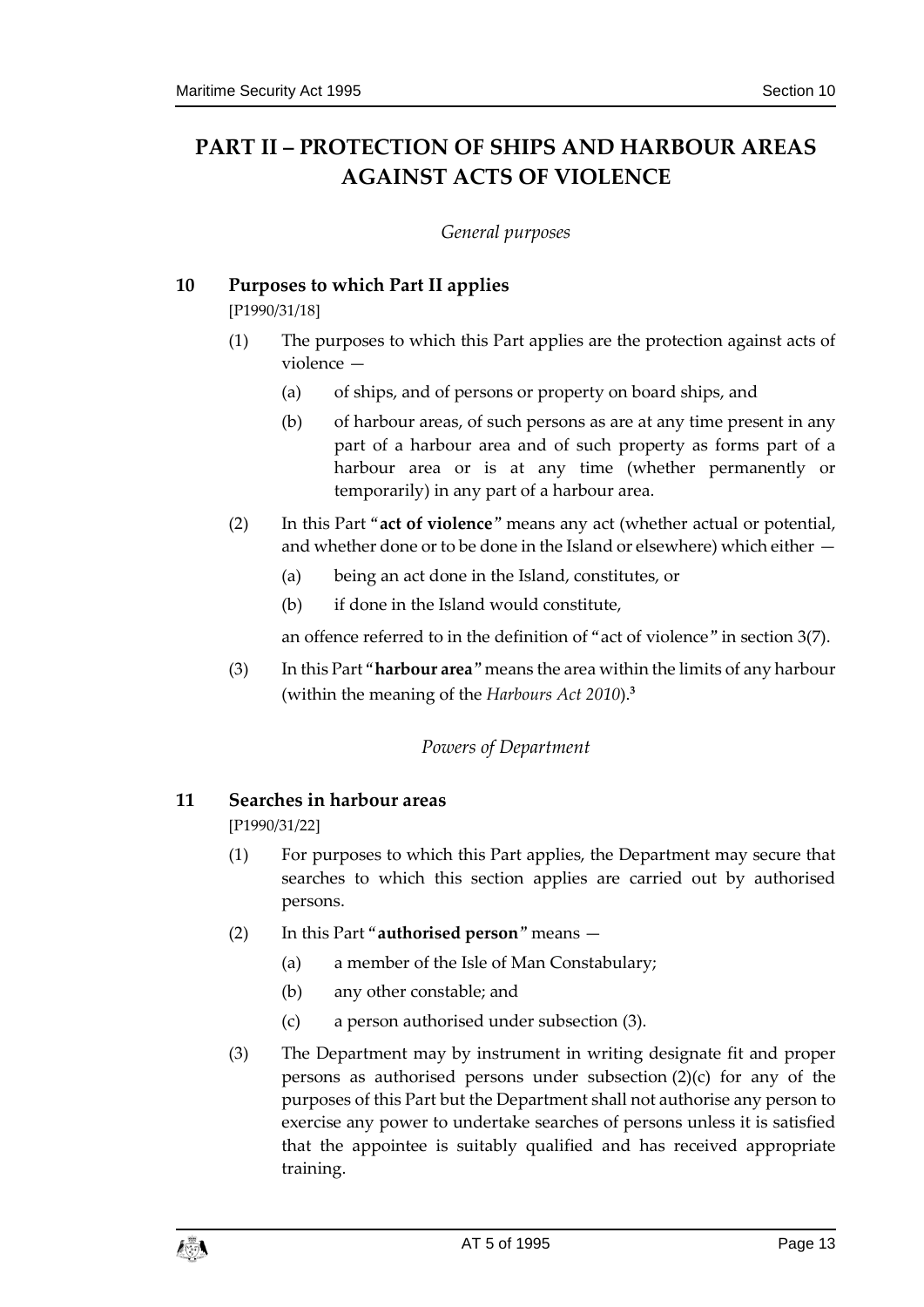# PART II – PROTECTION OF SHIPS AND HARBOUR AREAS AGAINST ACTS OF VIOLENCE

*General purposes*

## 10 Purposes to which Part II applies

[P1990/31/18]

(1) The purposes to which this Part applies are the protection against acts of violence —

(a) of ships, and of persons or property on board ships, and

(b) of harbour areas, of such persons as are at any time present in any part of a harbour area and of such property as forms part of a harbour area or is at any time (whether permanently or temporarily) in any part of a harbour area.

(2) In this Part "**act of violence**" means any act (whether actual or potential, and whether done or to be done in the Island or elsewhere) which either —

(a) being an act done in the Island, constitutes, or

(b) if done in the Island would constitute,

an offence referred to in the definition of "act of violence" in section 3(7).

(3) In this Part "**harbour area**" means the area within the limits of any harbour (within the meaning of the *Harbours Act 2010*).[3]

*Powers of Department*

## 11 Searches in harbour areas

[P1990/31/22]

(1) For purposes to which this Part applies, the Department may secure that searches to which this section applies are carried out by authorised persons.

(2) In this Part "**authorised person**" means —

(a) a member of the Isle of Man Constabulary;

(b) any other constable; and

(c) a person authorised under subsection (3).

(3) The Department may by instrument in writing designate fit and proper persons as authorised persons under subsection (2)(c) for any of the purposes of this Part but the Department shall not authorise any person to exercise any power to undertake searches of persons unless it is satisfied that the appointee is suitably qualified and has received appropriate training.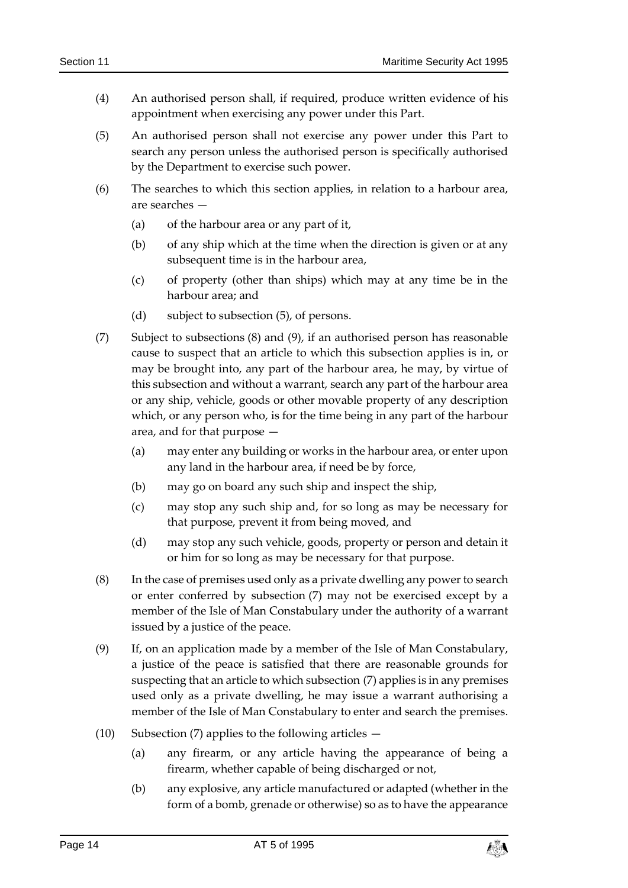(4) An authorised person shall, if required, produce written evidence of his appointment when exercising any power under this Part.

(5) An authorised person shall not exercise any power under this Part to search any person unless the authorised person is specifically authorised by the Department to exercise such power.

(6) The searches to which this section applies, in relation to a harbour area, are searches —

(a) of the harbour area or any part of it,

(b) of any ship which at the time when the direction is given or at any subsequent time is in the harbour area,

(c) of property (other than ships) which may at any time be in the harbour area; and

(d) subject to subsection (5), of persons.

(7) Subject to subsections (8) and (9), if an authorised person has reasonable cause to suspect that an article to which this subsection applies is in, or may be brought into, any part of the harbour area, he may, by virtue of this subsection and without a warrant, search any part of the harbour area or any ship, vehicle, goods or other movable property of any description which, or any person who, is for the time being in any part of the harbour area, and for that purpose —

(a) may enter any building or works in the harbour area, or enter upon any land in the harbour area, if need be by force,

(b) may go on board any such ship and inspect the ship,

(c) may stop any such ship and, for so long as may be necessary for that purpose, prevent it from being moved, and

(d) may stop any such vehicle, goods, property or person and detain it or him for so long as may be necessary for that purpose.

(8) In the case of premises used only as a private dwelling any power to search or enter conferred by subsection (7) may not be exercised except by a member of the Isle of Man Constabulary under the authority of a warrant issued by a justice of the peace.

(9) If, on an application made by a member of the Isle of Man Constabulary, a justice of the peace is satisfied that there are reasonable grounds for suspecting that an article to which subsection (7) applies is in any premises used only as a private dwelling, he may issue a warrant authorising a member of the Isle of Man Constabulary to enter and search the premises.

(10) Subsection (7) applies to the following articles —

(a) any firearm, or any article having the appearance of being a firearm, whether capable of being discharged or not,

(b) any explosive, any article manufactured or adapted (whether in the form of a bomb, grenade or otherwise) so as to have the appearance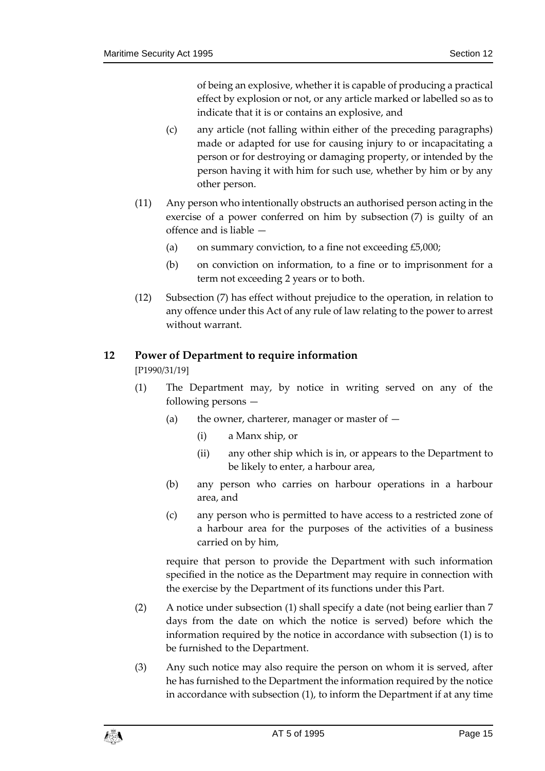of being an explosive, whether it is capable of producing a practical effect by explosion or not, or any article marked or labelled so as to indicate that it is or contains an explosive, and

(c) any article (not falling within either of the preceding paragraphs) made or adapted for use for causing injury to or incapacitating a person or for destroying or damaging property, or intended by the person having it with him for such use, whether by him or by any other person.

(11) Any person who intentionally obstructs an authorised person acting in the exercise of a power conferred on him by subsection (7) is guilty of an offence and is liable —

(a) on summary conviction, to a fine not exceeding £5,000;

(b) on conviction on information, to a fine or to imprisonment for a term not exceeding 2 years or to both.

(12) Subsection (7) has effect without prejudice to the operation, in relation to any offence under this Act of any rule of law relating to the power to arrest without warrant.

## 12 Power of Department to require information

[P1990/31/19]

(1) The Department may, by notice in writing served on any of the following persons —

(a) the owner, charterer, manager or master of —

(i) a Manx ship, or

(ii) any other ship which is in, or appears to the Department to be likely to enter, a harbour area,

(b) any person who carries on harbour operations in a harbour area, and

(c) any person who is permitted to have access to a restricted zone of a harbour area for the purposes of the activities of a business carried on by him,

require that person to provide the Department with such information specified in the notice as the Department may require in connection with the exercise by the Department of its functions under this Part.

(2) A notice under subsection (1) shall specify a date (not being earlier than 7 days from the date on which the notice is served) before which the information required by the notice in accordance with subsection (1) is to be furnished to the Department.

(3) Any such notice may also require the person on whom it is served, after he has furnished to the Department the information required by the notice in accordance with subsection (1), to inform the Department if at any time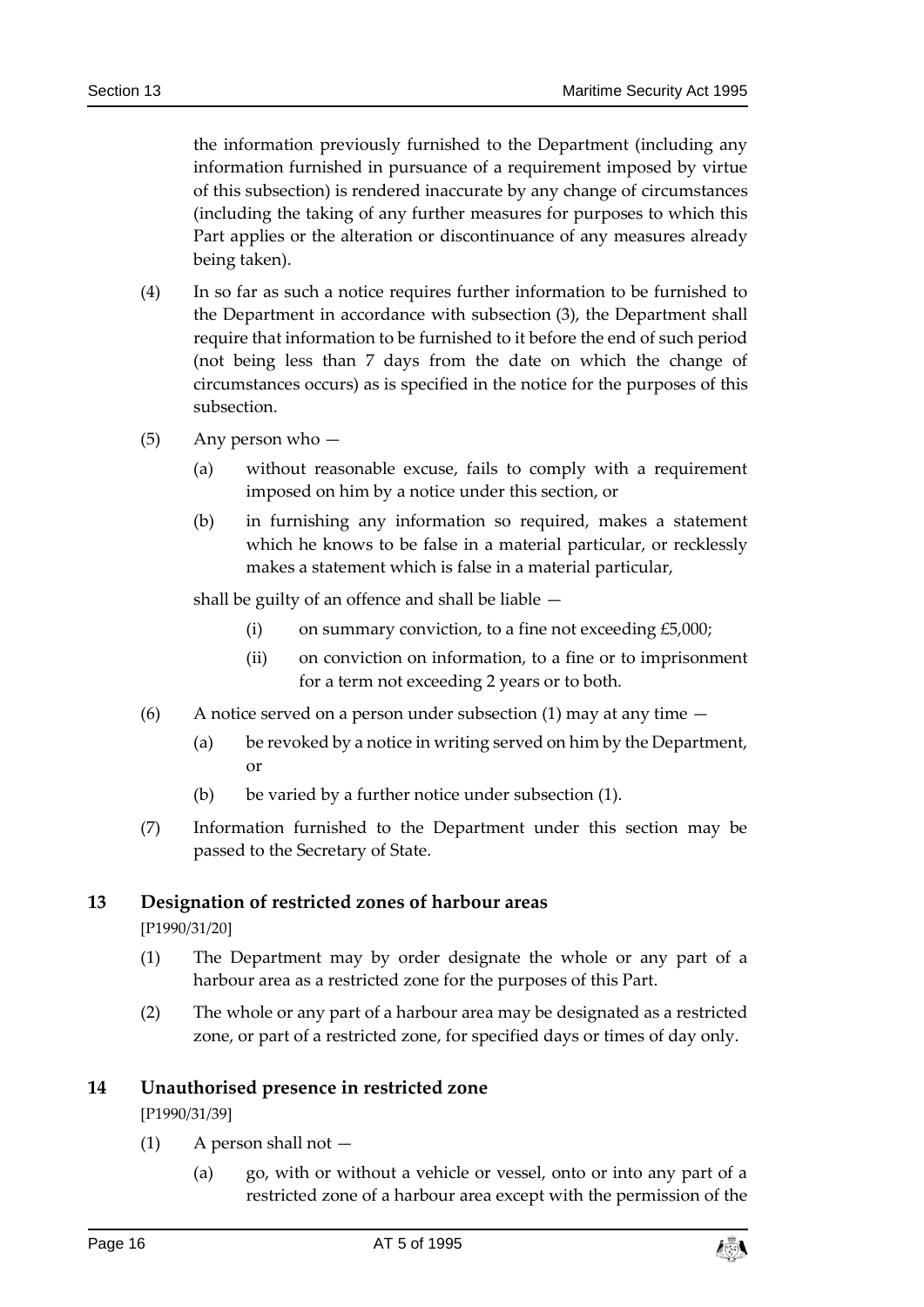the information previously furnished to the Department (including any information furnished in pursuance of a requirement imposed by virtue of this subsection) is rendered inaccurate by any change of circumstances (including the taking of any further measures for purposes to which this Part applies or the alteration or discontinuance of any measures already being taken).

(4) In so far as such a notice requires further information to be furnished to the Department in accordance with subsection (3), the Department shall require that information to be furnished to it before the end of such period (not being less than 7 days from the date on which the change of circumstances occurs) as is specified in the notice for the purposes of this subsection.

(5) Any person who —

  (a) without reasonable excuse, fails to comply with a requirement imposed on him by a notice under this section, or

  (b) in furnishing any information so required, makes a statement which he knows to be false in a material particular, or recklessly makes a statement which is false in a material particular,

shall be guilty of an offence and shall be liable —

    (i) on summary conviction, to a fine not exceeding £5,000;

    (ii) on conviction on information, to a fine or to imprisonment for a term not exceeding 2 years or to both.

(6) A notice served on a person under subsection (1) may at any time —

  (a) be revoked by a notice in writing served on him by the Department, or

  (b) be varied by a further notice under subsection (1).

(7) Information furnished to the Department under this section may be passed to the Secretary of State.

## 13 Designation of restricted zones of harbour areas

[P1990/31/20]

(1) The Department may by order designate the whole or any part of a harbour area as a restricted zone for the purposes of this Part.

(2) The whole or any part of a harbour area may be designated as a restricted zone, or part of a restricted zone, for specified days or times of day only.

## 14 Unauthorised presence in restricted zone

[P1990/31/39]

(1) A person shall not —

  (a) go, with or without a vehicle or vessel, onto or into any part of a restricted zone of a harbour area except with the permission of the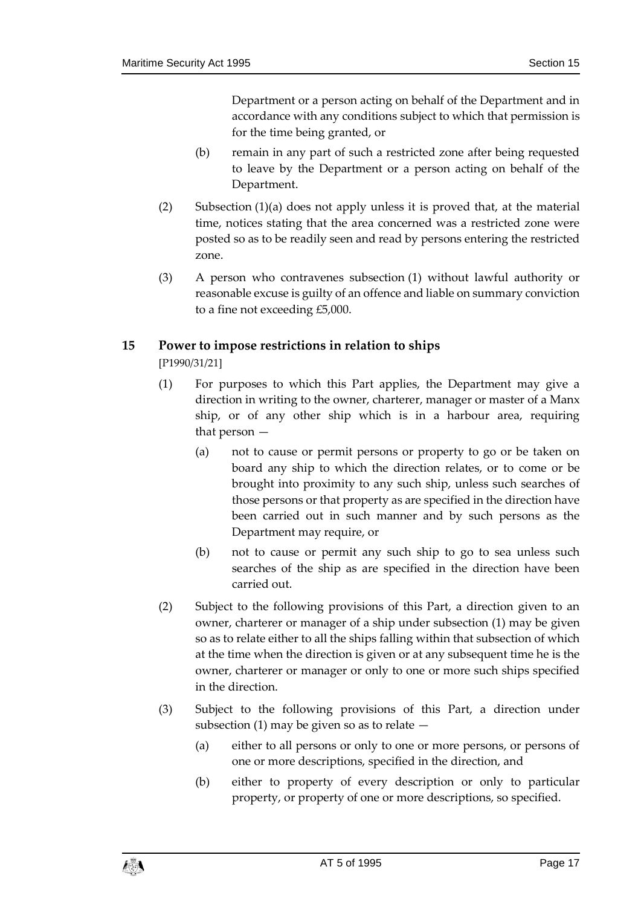Department or a person acting on behalf of the Department and in accordance with any conditions subject to which that permission is for the time being granted, or

(b) remain in any part of such a restricted zone after being requested to leave by the Department or a person acting on behalf of the Department.

(2) Subsection (1)(a) does not apply unless it is proved that, at the material time, notices stating that the area concerned was a restricted zone were posted so as to be readily seen and read by persons entering the restricted zone.

(3) A person who contravenes subsection (1) without lawful authority or reasonable excuse is guilty of an offence and liable on summary conviction to a fine not exceeding £5,000.

## 15 Power to impose restrictions in relation to ships

[P1990/31/21]

(1) For purposes to which this Part applies, the Department may give a direction in writing to the owner, charterer, manager or master of a Manx ship, or of any other ship which is in a harbour area, requiring that person —

(a) not to cause or permit persons or property to go or be taken on board any ship to which the direction relates, or to come or be brought into proximity to any such ship, unless such searches of those persons or that property as are specified in the direction have been carried out in such manner and by such persons as the Department may require, or

(b) not to cause or permit any such ship to go to sea unless such searches of the ship as are specified in the direction have been carried out.

(2) Subject to the following provisions of this Part, a direction given to an owner, charterer or manager of a ship under subsection (1) may be given so as to relate either to all the ships falling within that subsection of which at the time when the direction is given or at any subsequent time he is the owner, charterer or manager or only to one or more such ships specified in the direction.

(3) Subject to the following provisions of this Part, a direction under subsection (1) may be given so as to relate —

(a) either to all persons or only to one or more persons, or persons of one or more descriptions, specified in the direction, and

(b) either to property of every description or only to particular property, or property of one or more descriptions, so specified.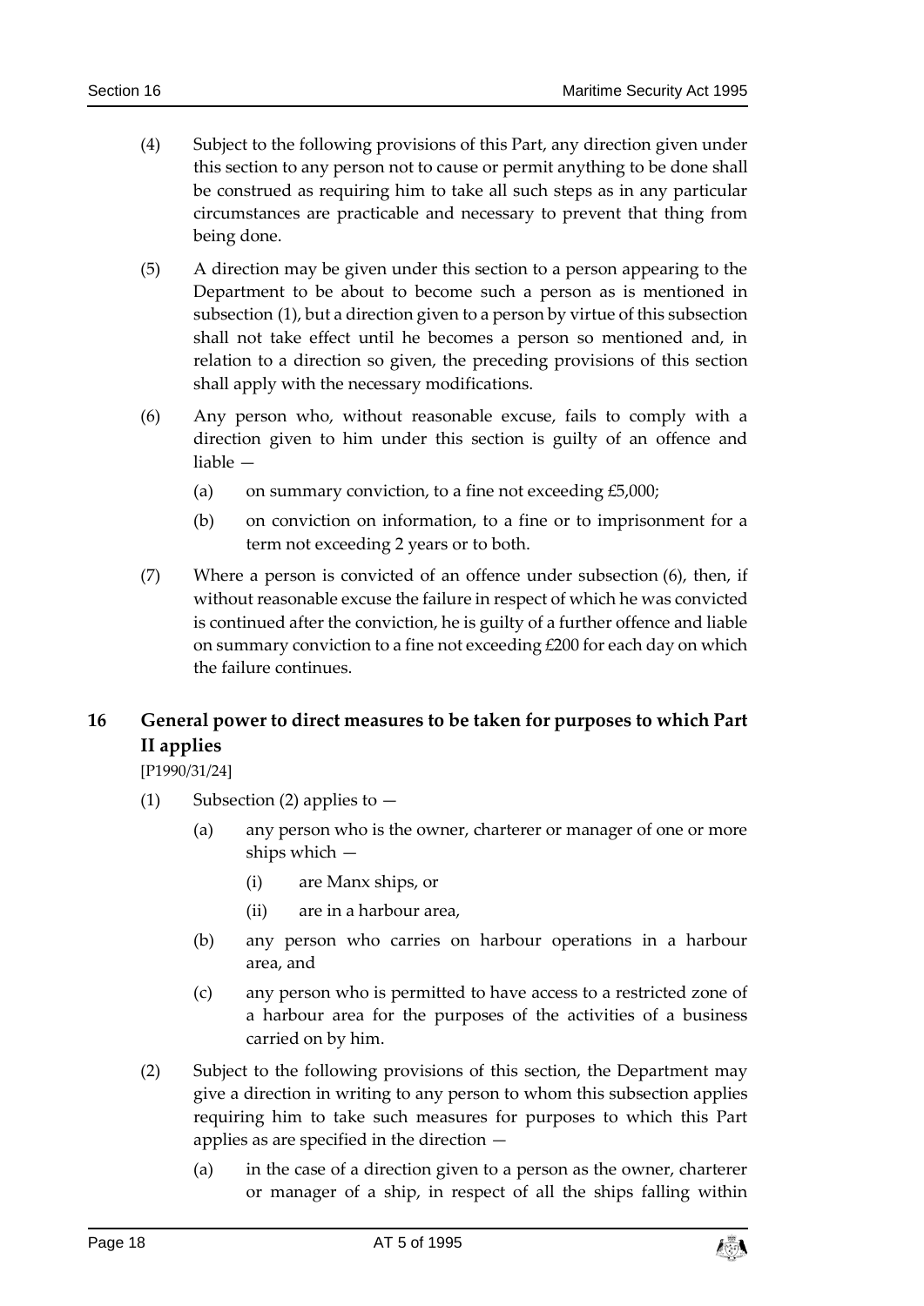(4) Subject to the following provisions of this Part, any direction given under this section to any person not to cause or permit anything to be done shall be construed as requiring him to take all such steps as in any particular circumstances are practicable and necessary to prevent that thing from being done.

(5) A direction may be given under this section to a person appearing to the Department to be about to become such a person as is mentioned in subsection (1), but a direction given to a person by virtue of this subsection shall not take effect until he becomes a person so mentioned and, in relation to a direction so given, the preceding provisions of this section shall apply with the necessary modifications.

(6) Any person who, without reasonable excuse, fails to comply with a direction given to him under this section is guilty of an offence and liable —

(a) on summary conviction, to a fine not exceeding £5,000;

(b) on conviction on information, to a fine or to imprisonment for a term not exceeding 2 years or to both.

(7) Where a person is convicted of an offence under subsection (6), then, if without reasonable excuse the failure in respect of which he was convicted is continued after the conviction, he is guilty of a further offence and liable on summary conviction to a fine not exceeding £200 for each day on which the failure continues.

## 16 General power to direct measures to be taken for purposes to which Part II applies

[P1990/31/24]

(1) Subsection (2) applies to —

(a) any person who is the owner, charterer or manager of one or more ships which —

(i) are Manx ships, or

(ii) are in a harbour area,

(b) any person who carries on harbour operations in a harbour area, and

(c) any person who is permitted to have access to a restricted zone of a harbour area for the purposes of the activities of a business carried on by him.

(2) Subject to the following provisions of this section, the Department may give a direction in writing to any person to whom this subsection applies requiring him to take such measures for purposes to which this Part applies as are specified in the direction —

(a) in the case of a direction given to a person as the owner, charterer or manager of a ship, in respect of all the ships falling within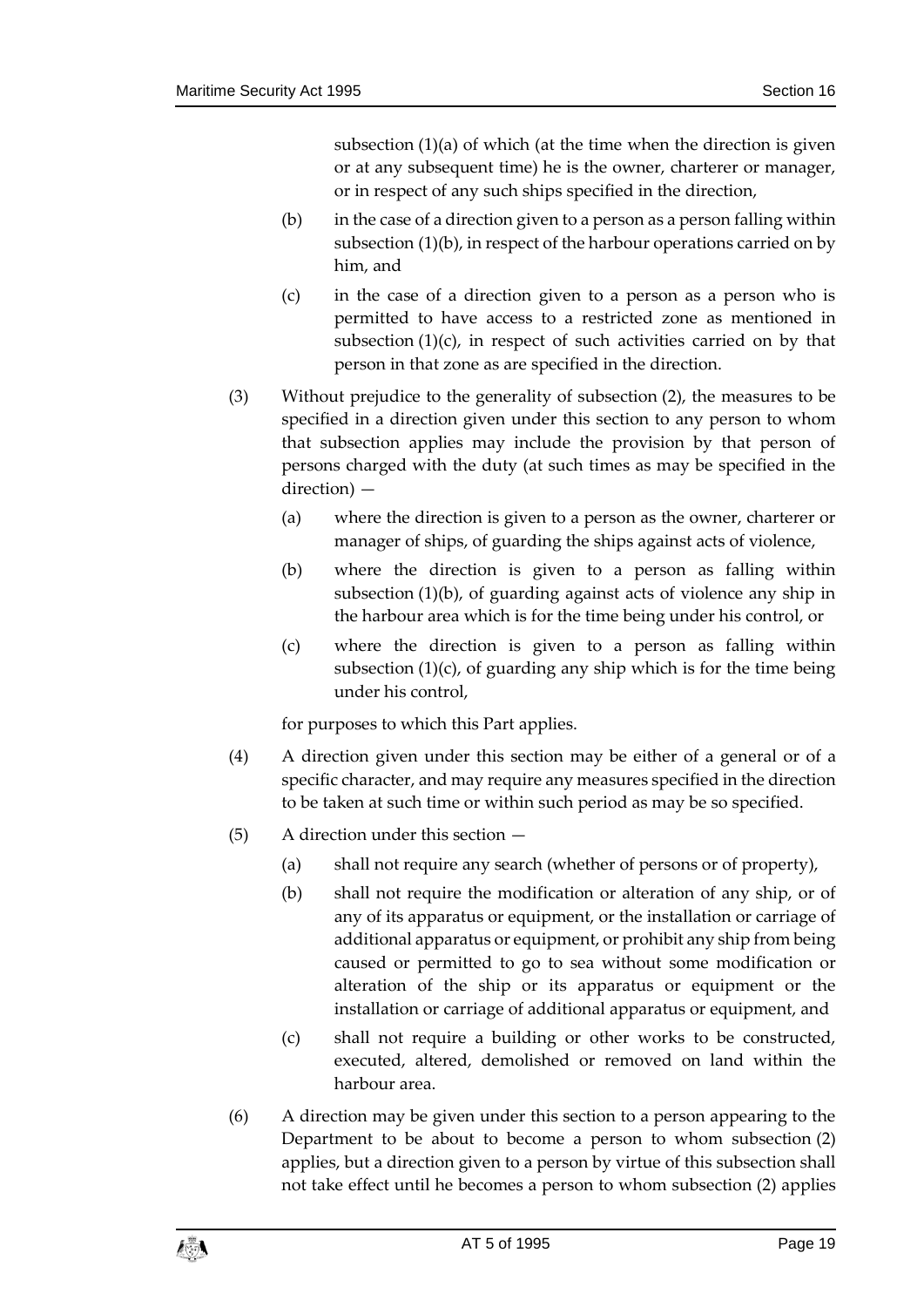subsection (1)(a) of which (at the time when the direction is given or at any subsequent time) he is the owner, charterer or manager, or in respect of any such ships specified in the direction,

(b) in the case of a direction given to a person as a person falling within subsection (1)(b), in respect of the harbour operations carried on by him, and

(c) in the case of a direction given to a person as a person who is permitted to have access to a restricted zone as mentioned in subsection (1)(c), in respect of such activities carried on by that person in that zone as are specified in the direction.

(3) Without prejudice to the generality of subsection (2), the measures to be specified in a direction given under this section to any person to whom that subsection applies may include the provision by that person of persons charged with the duty (at such times as may be specified in the direction) —

(a) where the direction is given to a person as the owner, charterer or manager of ships, of guarding the ships against acts of violence,

(b) where the direction is given to a person as falling within subsection (1)(b), of guarding against acts of violence any ship in the harbour area which is for the time being under his control, or

(c) where the direction is given to a person as falling within subsection (1)(c), of guarding any ship which is for the time being under his control,

for purposes to which this Part applies.

(4) A direction given under this section may be either of a general or of a specific character, and may require any measures specified in the direction to be taken at such time or within such period as may be so specified.

(5) A direction under this section —

(a) shall not require any search (whether of persons or of property),

(b) shall not require the modification or alteration of any ship, or of any of its apparatus or equipment, or the installation or carriage of additional apparatus or equipment, or prohibit any ship from being caused or permitted to go to sea without some modification or alteration of the ship or its apparatus or equipment or the installation or carriage of additional apparatus or equipment, and

(c) shall not require a building or other works to be constructed, executed, altered, demolished or removed on land within the harbour area.

(6) A direction may be given under this section to a person appearing to the Department to be about to become a person to whom subsection (2) applies, but a direction given to a person by virtue of this subsection shall not take effect until he becomes a person to whom subsection (2) applies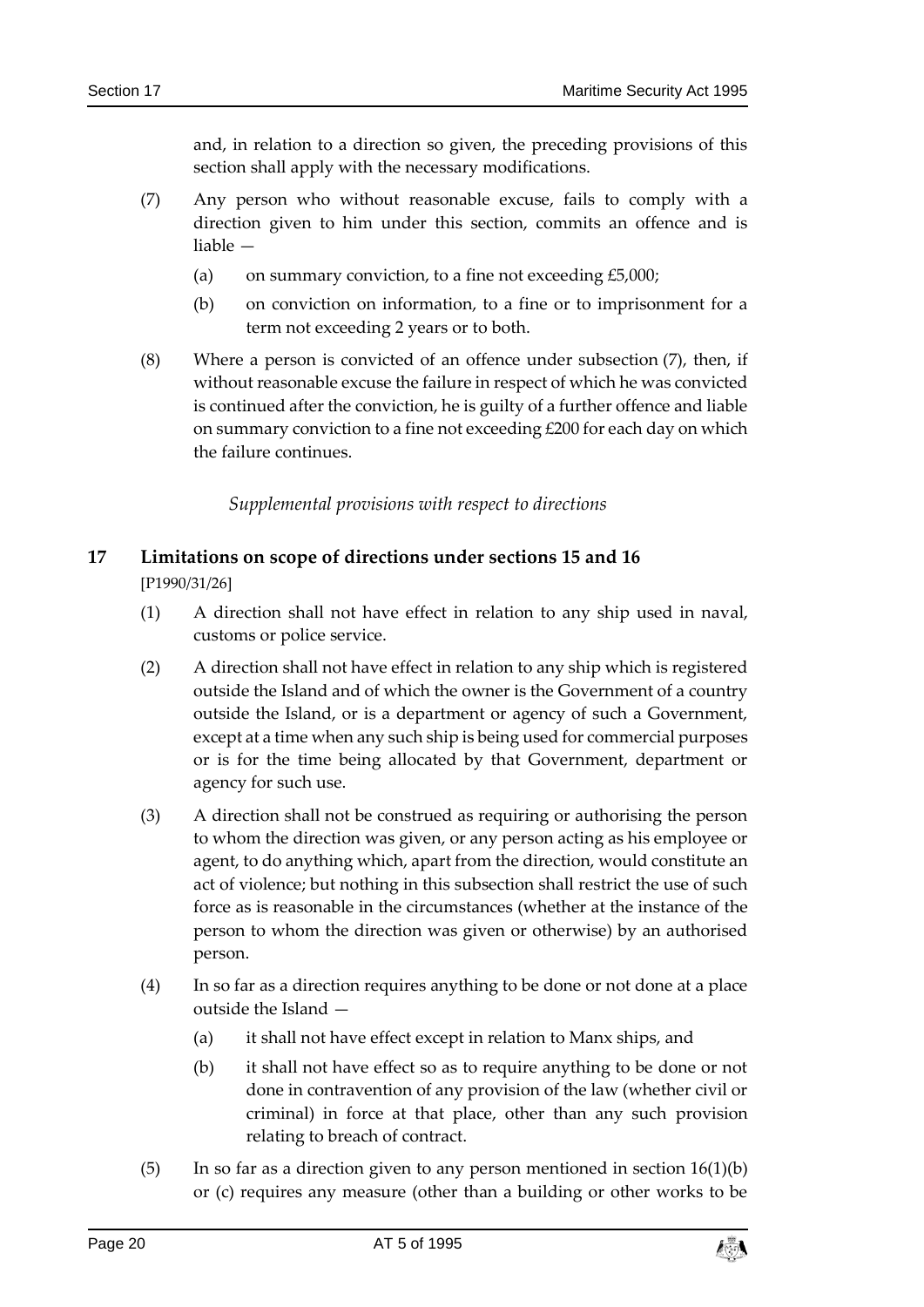and, in relation to a direction so given, the preceding provisions of this section shall apply with the necessary modifications.

(7) Any person who without reasonable excuse, fails to comply with a direction given to him under this section, commits an offence and is liable —

(a) on summary conviction, to a fine not exceeding £5,000;

(b) on conviction on information, to a fine or to imprisonment for a term not exceeding 2 years or to both.

(8) Where a person is convicted of an offence under subsection (7), then, if without reasonable excuse the failure in respect of which he was convicted is continued after the conviction, he is guilty of a further offence and liable on summary conviction to a fine not exceeding £200 for each day on which the failure continues.

*Supplemental provisions with respect to directions*

## 17 Limitations on scope of directions under sections 15 and 16

[P1990/31/26]

(1) A direction shall not have effect in relation to any ship used in naval, customs or police service.

(2) A direction shall not have effect in relation to any ship which is registered outside the Island and of which the owner is the Government of a country outside the Island, or is a department or agency of such a Government, except at a time when any such ship is being used for commercial purposes or is for the time being allocated by that Government, department or agency for such use.

(3) A direction shall not be construed as requiring or authorising the person to whom the direction was given, or any person acting as his employee or agent, to do anything which, apart from the direction, would constitute an act of violence; but nothing in this subsection shall restrict the use of such force as is reasonable in the circumstances (whether at the instance of the person to whom the direction was given or otherwise) by an authorised person.

(4) In so far as a direction requires anything to be done or not done at a place outside the Island —

(a) it shall not have effect except in relation to Manx ships, and

(b) it shall not have effect so as to require anything to be done or not done in contravention of any provision of the law (whether civil or criminal) in force at that place, other than any such provision relating to breach of contract.

(5) In so far as a direction given to any person mentioned in section 16(1)(b) or (c) requires any measure (other than a building or other works to be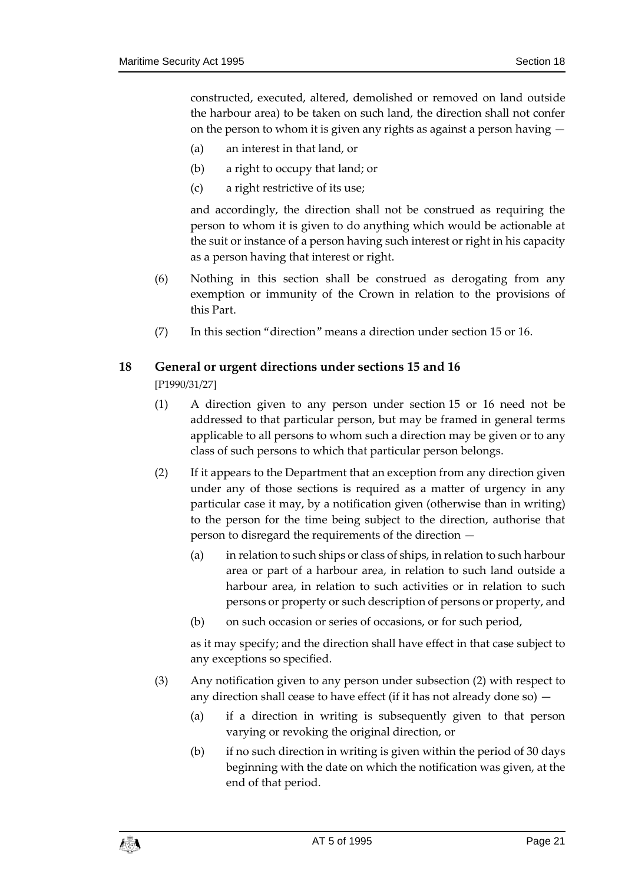constructed, executed, altered, demolished or removed on land outside the harbour area) to be taken on such land, the direction shall not confer on the person to whom it is given any rights as against a person having —

(a) an interest in that land, or

(b) a right to occupy that land; or

(c) a right restrictive of its use;

and accordingly, the direction shall not be construed as requiring the person to whom it is given to do anything which would be actionable at the suit or instance of a person having such interest or right in his capacity as a person having that interest or right.

(6) Nothing in this section shall be construed as derogating from any exemption or immunity of the Crown in relation to the provisions of this Part.

(7) In this section "direction" means a direction under section 15 or 16.

## 18 General or urgent directions under sections 15 and 16

[P1990/31/27]

(1) A direction given to any person under section 15 or 16 need not be addressed to that particular person, but may be framed in general terms applicable to all persons to whom such a direction may be given or to any class of such persons to which that particular person belongs.

(2) If it appears to the Department that an exception from any direction given under any of those sections is required as a matter of urgency in any particular case it may, by a notification given (otherwise than in writing) to the person for the time being subject to the direction, authorise that person to disregard the requirements of the direction —

(a) in relation to such ships or class of ships, in relation to such harbour area or part of a harbour area, in relation to such land outside a harbour area, in relation to such activities or in relation to such persons or property or such description of persons or property, and

(b) on such occasion or series of occasions, or for such period,

as it may specify; and the direction shall have effect in that case subject to any exceptions so specified.

(3) Any notification given to any person under subsection (2) with respect to any direction shall cease to have effect (if it has not already done so) —

(a) if a direction in writing is subsequently given to that person varying or revoking the original direction, or

(b) if no such direction in writing is given within the period of 30 days beginning with the date on which the notification was given, at the end of that period.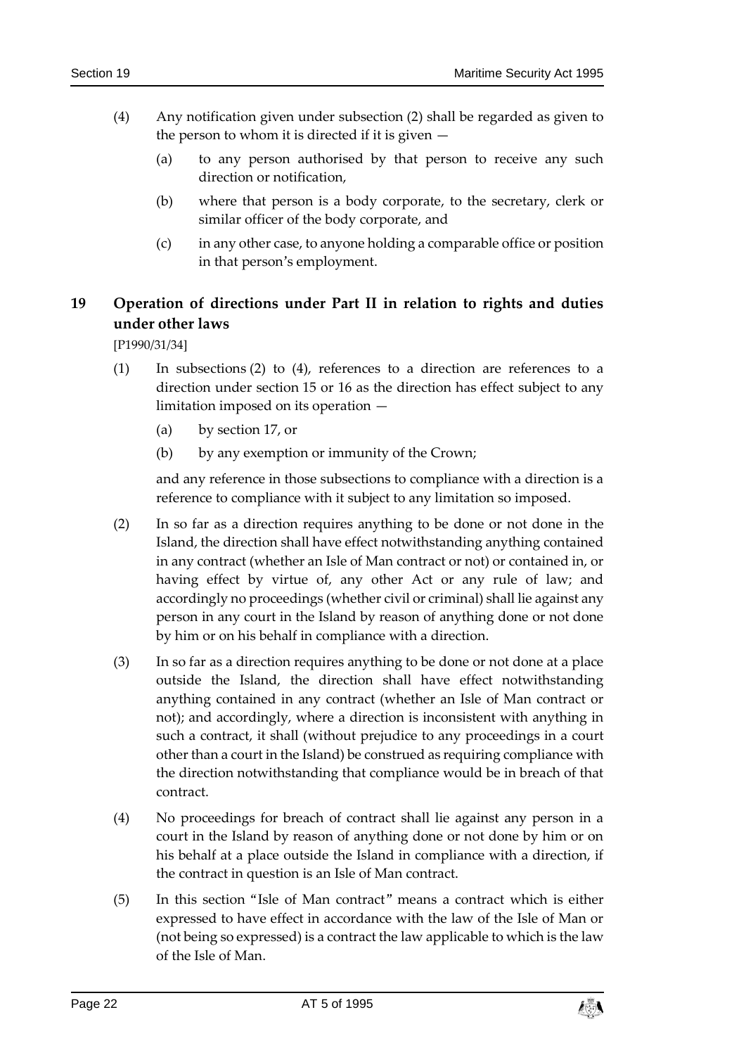(4) Any notification given under subsection (2) shall be regarded as given to the person to whom it is directed if it is given —

(a) to any person authorised by that person to receive any such direction or notification,

(b) where that person is a body corporate, to the secretary, clerk or similar officer of the body corporate, and

(c) in any other case, to anyone holding a comparable office or position in that person's employment.

## 19 Operation of directions under Part II in relation to rights and duties under other laws

[P1990/31/34]

(1) In subsections (2) to (4), references to a direction are references to a direction under section 15 or 16 as the direction has effect subject to any limitation imposed on its operation —

(a) by section 17, or

(b) by any exemption or immunity of the Crown;

and any reference in those subsections to compliance with a direction is a reference to compliance with it subject to any limitation so imposed.

(2) In so far as a direction requires anything to be done or not done in the Island, the direction shall have effect notwithstanding anything contained in any contract (whether an Isle of Man contract or not) or contained in, or having effect by virtue of, any other Act or any rule of law; and accordingly no proceedings (whether civil or criminal) shall lie against any person in any court in the Island by reason of anything done or not done by him or on his behalf in compliance with a direction.

(3) In so far as a direction requires anything to be done or not done at a place outside the Island, the direction shall have effect notwithstanding anything contained in any contract (whether an Isle of Man contract or not); and accordingly, where a direction is inconsistent with anything in such a contract, it shall (without prejudice to any proceedings in a court other than a court in the Island) be construed as requiring compliance with the direction notwithstanding that compliance would be in breach of that contract.

(4) No proceedings for breach of contract shall lie against any person in a court in the Island by reason of anything done or not done by him or on his behalf at a place outside the Island in compliance with a direction, if the contract in question is an Isle of Man contract.

(5) In this section "Isle of Man contract" means a contract which is either expressed to have effect in accordance with the law of the Isle of Man or (not being so expressed) is a contract the law applicable to which is the law of the Isle of Man.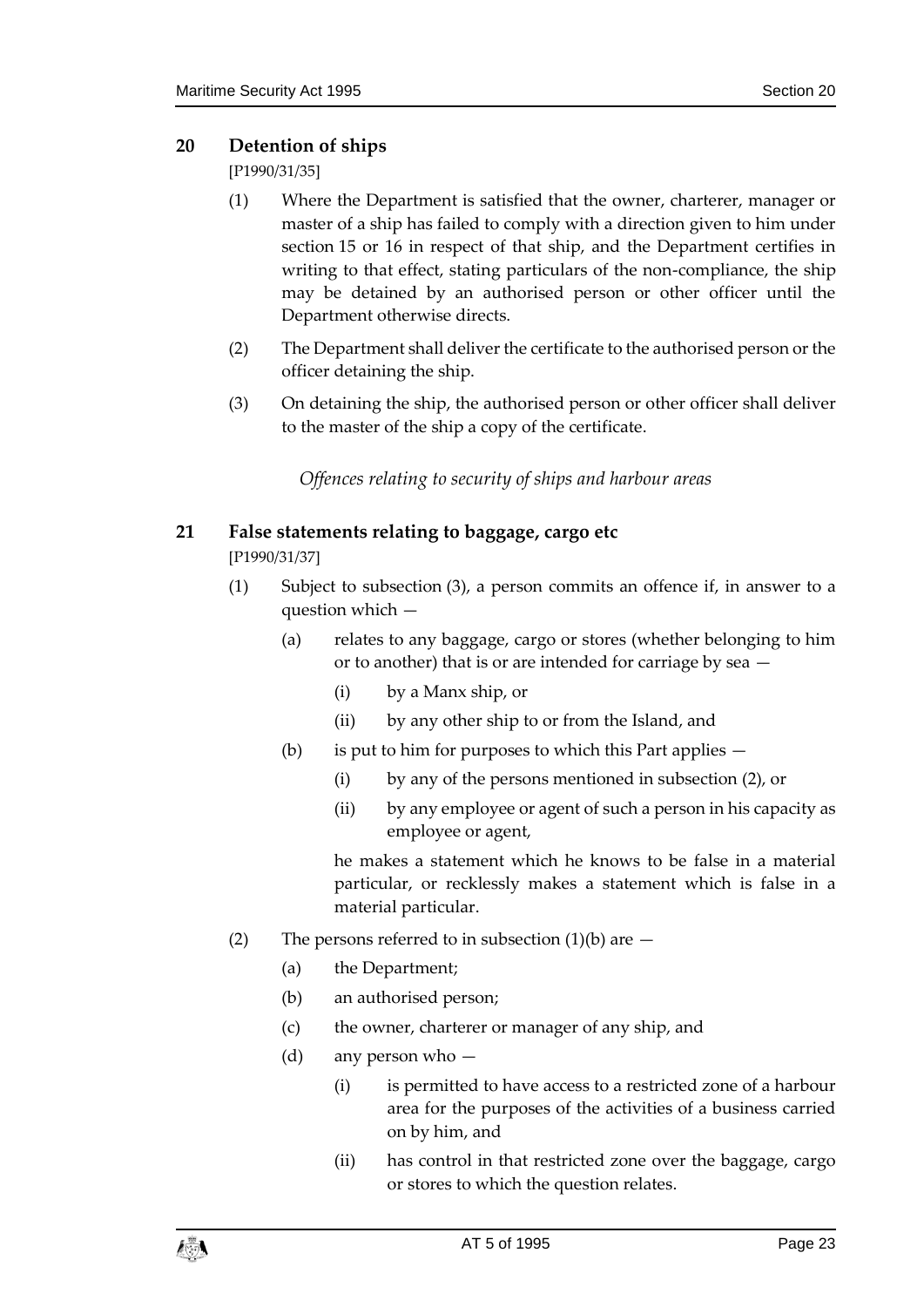## 20 Detention of ships

[P1990/31/35]

(1) Where the Department is satisfied that the owner, charterer, manager or master of a ship has failed to comply with a direction given to him under section 15 or 16 in respect of that ship, and the Department certifies in writing to that effect, stating particulars of the non-compliance, the ship may be detained by an authorised person or other officer until the Department otherwise directs.

(2) The Department shall deliver the certificate to the authorised person or the officer detaining the ship.

(3) On detaining the ship, the authorised person or other officer shall deliver to the master of the ship a copy of the certificate.

*Offences relating to security of ships and harbour areas*

## 21 False statements relating to baggage, cargo etc

[P1990/31/37]

(1) Subject to subsection (3), a person commits an offence if, in answer to a question which —

(a) relates to any baggage, cargo or stores (whether belonging to him or to another) that is or are intended for carriage by sea —

(i) by a Manx ship, or

(ii) by any other ship to or from the Island, and

(b) is put to him for purposes to which this Part applies —

(i) by any of the persons mentioned in subsection (2), or

(ii) by any employee or agent of such a person in his capacity as employee or agent,

he makes a statement which he knows to be false in a material particular, or recklessly makes a statement which is false in a material particular.

(2) The persons referred to in subsection (1)(b) are —

(a) the Department;

(b) an authorised person;

(c) the owner, charterer or manager of any ship, and

(d) any person who —

(i) is permitted to have access to a restricted zone of a harbour area for the purposes of the activities of a business carried on by him, and

(ii) has control in that restricted zone over the baggage, cargo or stores to which the question relates.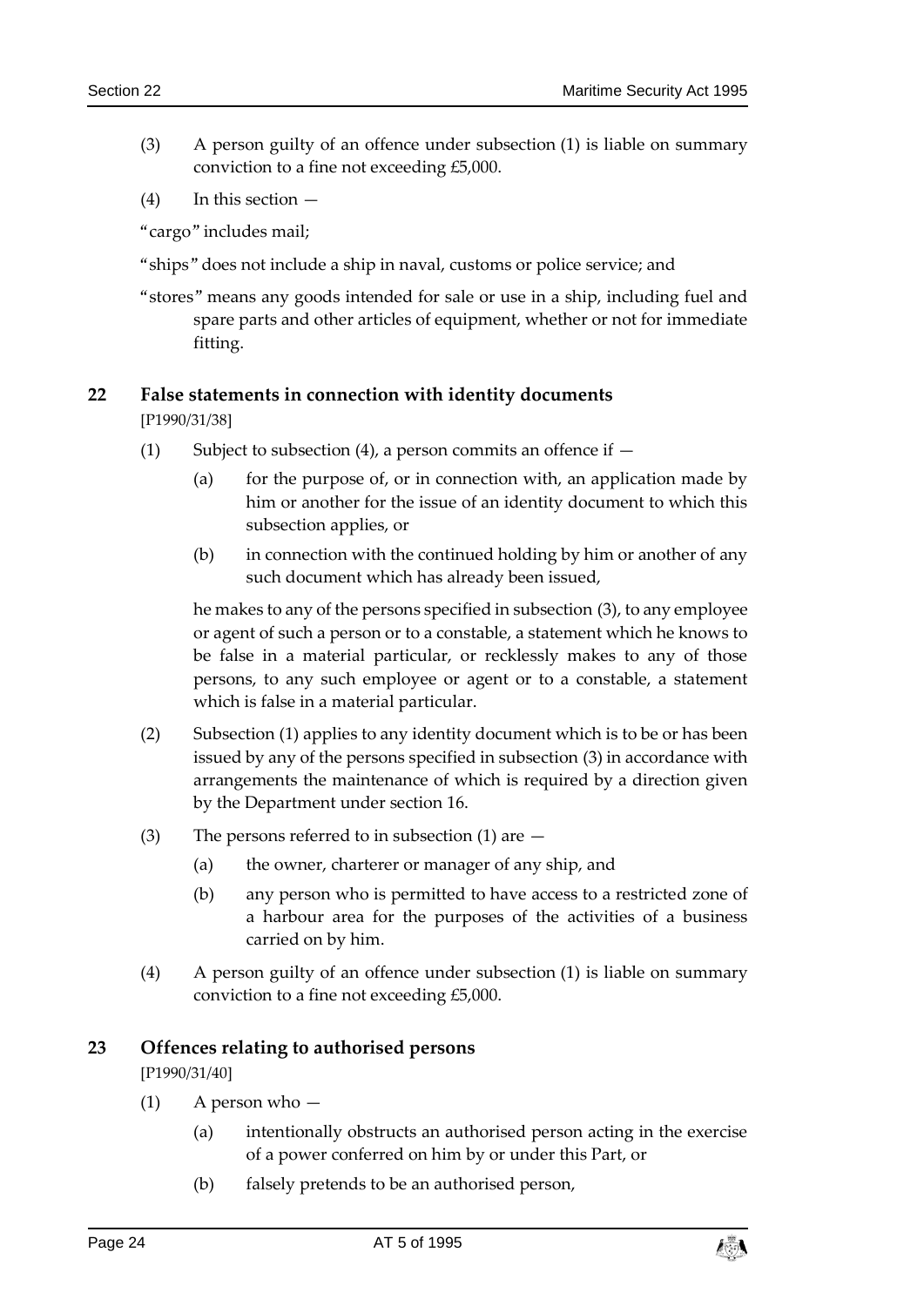(3) A person guilty of an offence under subsection (1) is liable on summary conviction to a fine not exceeding £5,000.

(4) In this section —

"cargo" includes mail;

"ships" does not include a ship in naval, customs or police service; and

"stores" means any goods intended for sale or use in a ship, including fuel and spare parts and other articles of equipment, whether or not for immediate fitting.

## 22 False statements in connection with identity documents

[P1990/31/38]

(1) Subject to subsection (4), a person commits an offence if —

(a) for the purpose of, or in connection with, an application made by him or another for the issue of an identity document to which this subsection applies, or

(b) in connection with the continued holding by him or another of any such document which has already been issued,

he makes to any of the persons specified in subsection (3), to any employee or agent of such a person or to a constable, a statement which he knows to be false in a material particular, or recklessly makes to any of those persons, to any such employee or agent or to a constable, a statement which is false in a material particular.

(2) Subsection (1) applies to any identity document which is to be or has been issued by any of the persons specified in subsection (3) in accordance with arrangements the maintenance of which is required by a direction given by the Department under section 16.

(3) The persons referred to in subsection (1) are —

(a) the owner, charterer or manager of any ship, and

(b) any person who is permitted to have access to a restricted zone of a harbour area for the purposes of the activities of a business carried on by him.

(4) A person guilty of an offence under subsection (1) is liable on summary conviction to a fine not exceeding £5,000.

## 23 Offences relating to authorised persons

[P1990/31/40]

(1) A person who —

(a) intentionally obstructs an authorised person acting in the exercise of a power conferred on him by or under this Part, or

(b) falsely pretends to be an authorised person,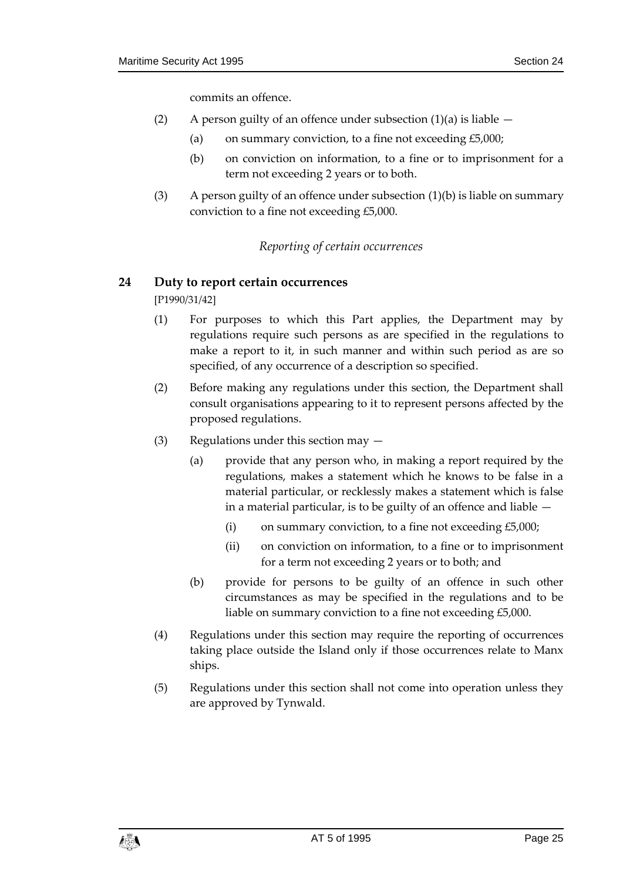commits an offence.

(2) A person guilty of an offence under subsection (1)(a) is liable —

(a) on summary conviction, to a fine not exceeding £5,000;

(b) on conviction on information, to a fine or to imprisonment for a term not exceeding 2 years or to both.

(3) A person guilty of an offence under subsection (1)(b) is liable on summary conviction to a fine not exceeding £5,000.

*Reporting of certain occurrences*

## 24 Duty to report certain occurrences

[P1990/31/42]

(1) For purposes to which this Part applies, the Department may by regulations require such persons as are specified in the regulations to make a report to it, in such manner and within such period as are so specified, of any occurrence of a description so specified.

(2) Before making any regulations under this section, the Department shall consult organisations appearing to it to represent persons affected by the proposed regulations.

(3) Regulations under this section may —

(a) provide that any person who, in making a report required by the regulations, makes a statement which he knows to be false in a material particular, or recklessly makes a statement which is false in a material particular, is to be guilty of an offence and liable —

(i) on summary conviction, to a fine not exceeding £5,000;

(ii) on conviction on information, to a fine or to imprisonment for a term not exceeding 2 years or to both; and

(b) provide for persons to be guilty of an offence in such other circumstances as may be specified in the regulations and to be liable on summary conviction to a fine not exceeding £5,000.

(4) Regulations under this section may require the reporting of occurrences taking place outside the Island only if those occurrences relate to Manx ships.

(5) Regulations under this section shall not come into operation unless they are approved by Tynwald.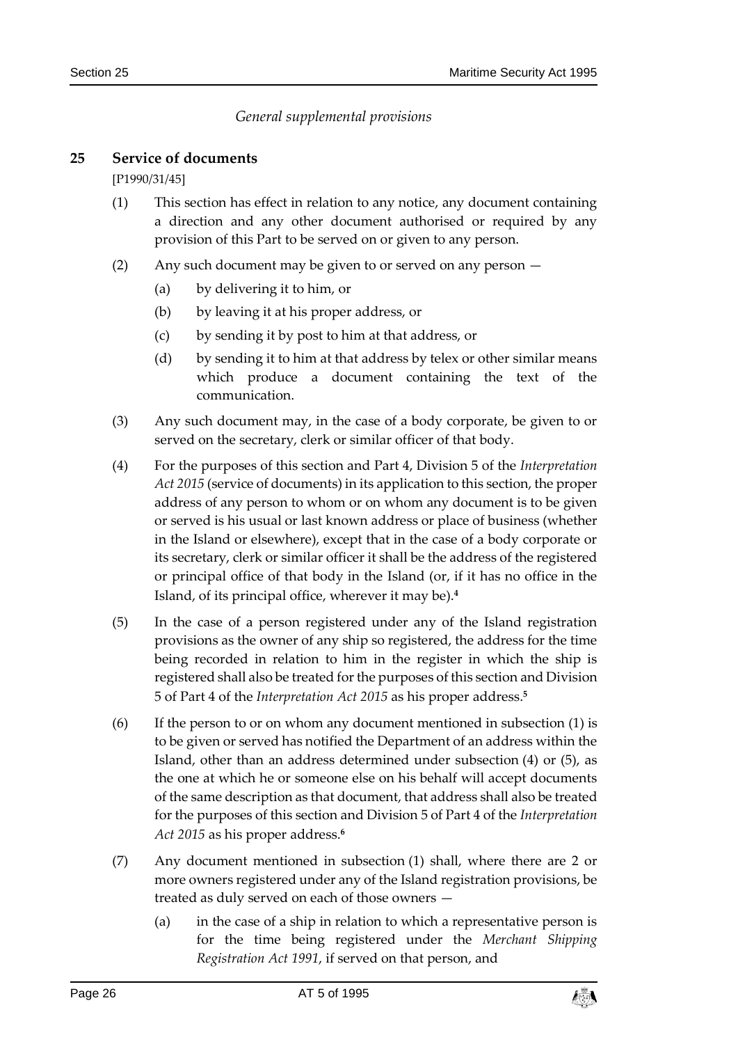*General supplemental provisions*

**25 Service of documents**

[P1990/31/45]

(1) This section has effect in relation to any notice, any document containing a direction and any other document authorised or required by any provision of this Part to be served on or given to any person.

(2) Any such document may be given to or served on any person —

(a) by delivering it to him, or

(b) by leaving it at his proper address, or

(c) by sending it by post to him at that address, or

(d) by sending it to him at that address by telex or other similar means which produce a document containing the text of the communication.

(3) Any such document may, in the case of a body corporate, be given to or served on the secretary, clerk or similar officer of that body.

(4) For the purposes of this section and Part 4, Division 5 of the *Interpretation Act 2015* (service of documents) in its application to this section, the proper address of any person to whom or on whom any document is to be given or served is his usual or last known address or place of business (whether in the Island or elsewhere), except that in the case of a body corporate or its secretary, clerk or similar officer it shall be the address of the registered or principal office of that body in the Island (or, if it has no office in the Island, of its principal office, wherever it may be).[4]

(5) In the case of a person registered under any of the Island registration provisions as the owner of any ship so registered, the address for the time being recorded in relation to him in the register in which the ship is registered shall also be treated for the purposes of this section and Division 5 of Part 4 of the *Interpretation Act 2015* as his proper address.[5]

(6) If the person to or on whom any document mentioned in subsection (1) is to be given or served has notified the Department of an address within the Island, other than an address determined under subsection (4) or (5), as the one at which he or someone else on his behalf will accept documents of the same description as that document, that address shall also be treated for the purposes of this section and Division 5 of Part 4 of the *Interpretation Act 2015* as his proper address.[6]

(7) Any document mentioned in subsection (1) shall, where there are 2 or more owners registered under any of the Island registration provisions, be treated as duly served on each of those owners —

(a) in the case of a ship in relation to which a representative person is for the time being registered under the *Merchant Shipping Registration Act 1991*, if served on that person, and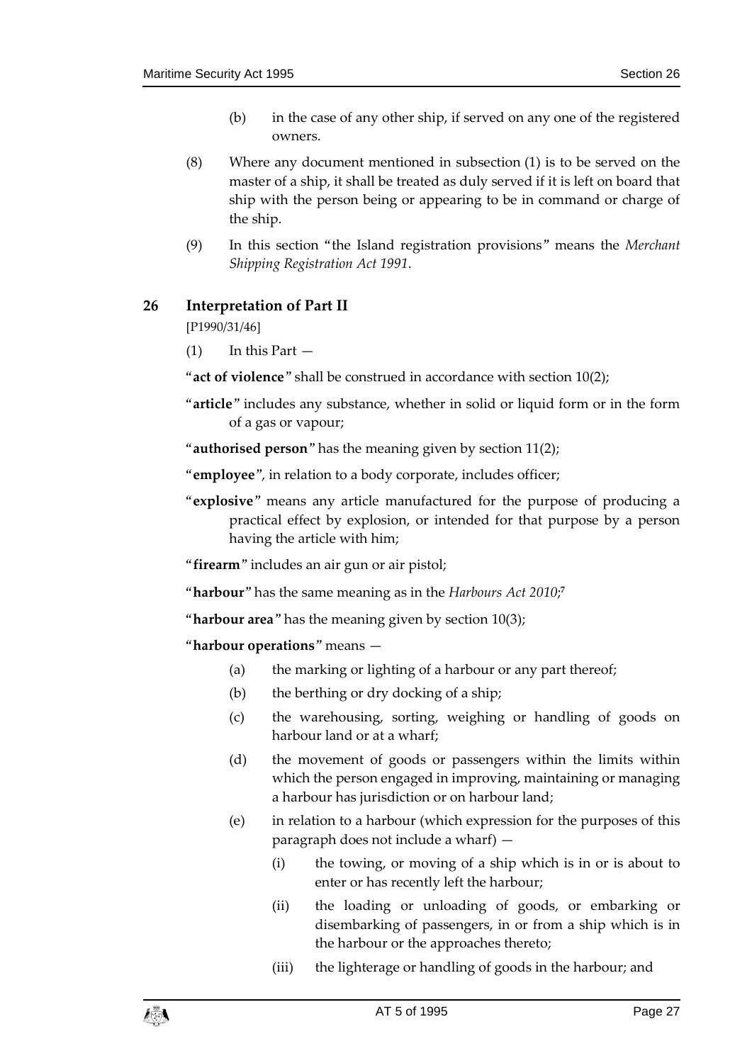(b) in the case of any other ship, if served on any one of the registered owners.

(8) Where any document mentioned in subsection (1) is to be served on the master of a ship, it shall be treated as duly served if it is left on board that ship with the person being or appearing to be in command or charge of the ship.

(9) In this section "the Island registration provisions" means the *Merchant Shipping Registration Act 1991*.

## 26 Interpretation of Part II

[P1990/31/46]

(1) In this Part —

"**act of violence**" shall be construed in accordance with section 10(2);

"**article**" includes any substance, whether in solid or liquid form or in the form of a gas or vapour;

"**authorised person**" has the meaning given by section 11(2);

"**employee**", in relation to a body corporate, includes officer;

"**explosive**" means any article manufactured for the purpose of producing a practical effect by explosion, or intended for that purpose by a person having the article with him;

"**firearm**" includes an air gun or air pistol;

"**harbour**" has the same meaning as in the *Harbours Act 2010*;[7]

"**harbour area**" has the meaning given by section 10(3);

"**harbour operations**" means —

(a) the marking or lighting of a harbour or any part thereof;

(b) the berthing or dry docking of a ship;

(c) the warehousing, sorting, weighing or handling of goods on harbour land or at a wharf;

(d) the movement of goods or passengers within the limits within which the person engaged in improving, maintaining or managing a harbour has jurisdiction or on harbour land;

(e) in relation to a harbour (which expression for the purposes of this paragraph does not include a wharf) —

(i) the towing, or moving of a ship which is in or is about to enter or has recently left the harbour;

(ii) the loading or unloading of goods, or embarking or disembarking of passengers, in or from a ship which is in the harbour or the approaches thereto;

(iii) the lighterage or handling of goods in the harbour; and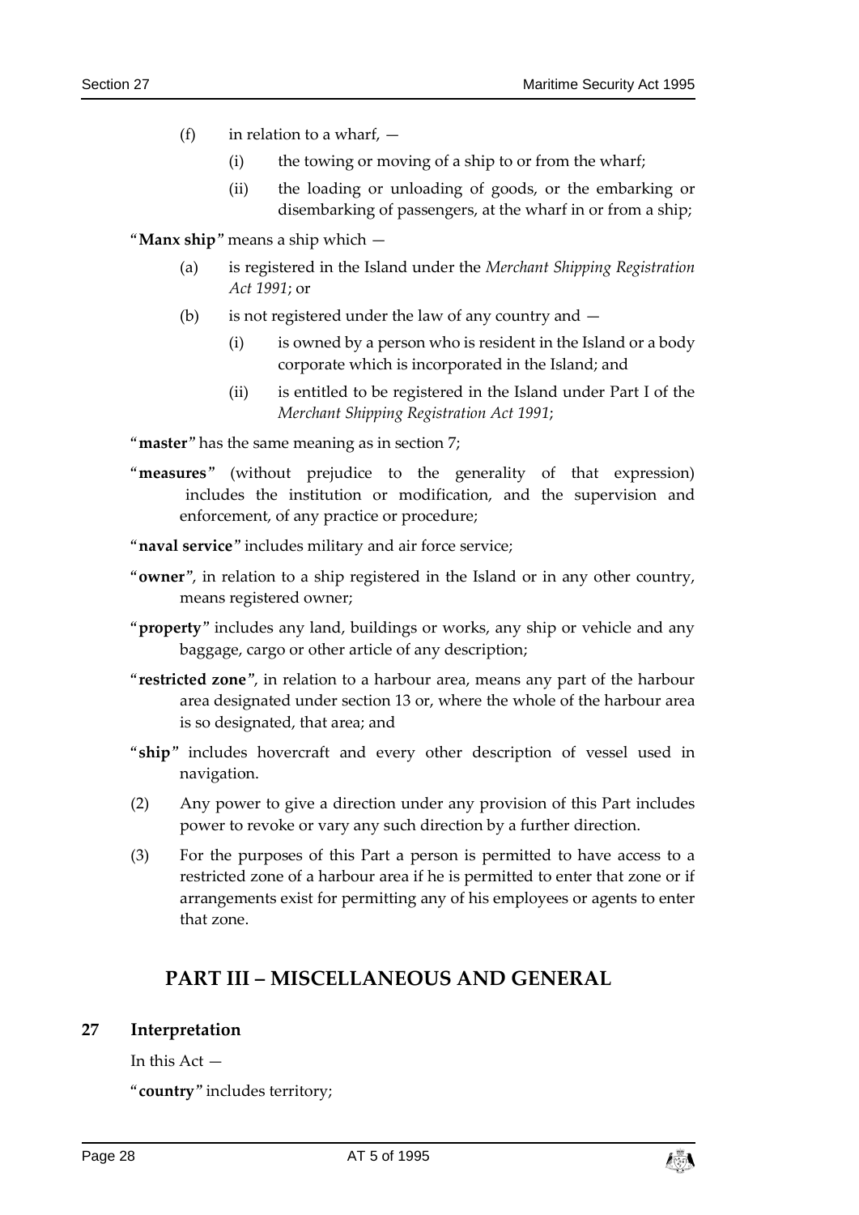(f) in relation to a wharf, —

  (i) the towing or moving of a ship to or from the wharf;

  (ii) the loading or unloading of goods, or the embarking or disembarking of passengers, at the wharf in or from a ship;

"**Manx ship**" means a ship which —

(a) is registered in the Island under the *Merchant Shipping Registration Act 1991*; or

(b) is not registered under the law of any country and —

  (i) is owned by a person who is resident in the Island or a body corporate which is incorporated in the Island; and

  (ii) is entitled to be registered in the Island under Part I of the *Merchant Shipping Registration Act 1991*;

"**master**" has the same meaning as in section 7;

"**measures**" (without prejudice to the generality of that expression) includes the institution or modification, and the supervision and enforcement, of any practice or procedure;

"**naval service**" includes military and air force service;

"**owner**", in relation to a ship registered in the Island or in any other country, means registered owner;

"**property**" includes any land, buildings or works, any ship or vehicle and any baggage, cargo or other article of any description;

"**restricted zone**", in relation to a harbour area, means any part of the harbour area designated under section 13 or, where the whole of the harbour area is so designated, that area; and

"**ship**" includes hovercraft and every other description of vessel used in navigation.

(2) Any power to give a direction under any provision of this Part includes power to revoke or vary any such direction by a further direction.

(3) For the purposes of this Part a person is permitted to have access to a restricted zone of a harbour area if he is permitted to enter that zone or if arrangements exist for permitting any of his employees or agents to enter that zone.

## PART III – MISCELLANEOUS AND GENERAL

### 27 Interpretation

In this Act —

"**country**" includes territory;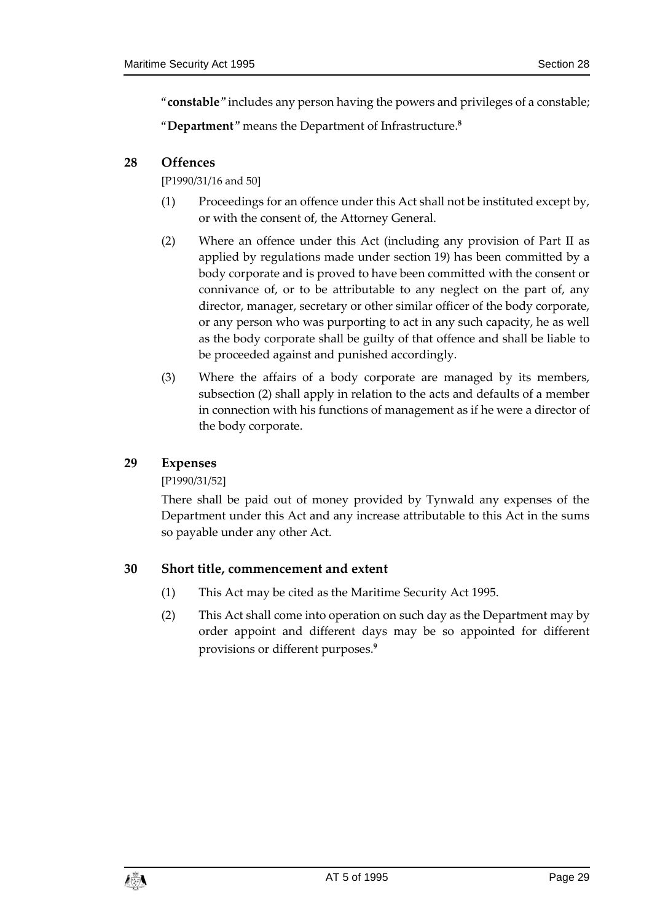"**constable**" includes any person having the powers and privileges of a constable;

"**Department**" means the Department of Infrastructure.[8]

## 28 Offences

[P1990/31/16 and 50]

(1) Proceedings for an offence under this Act shall not be instituted except by, or with the consent of, the Attorney General.

(2) Where an offence under this Act (including any provision of Part II as applied by regulations made under section 19) has been committed by a body corporate and is proved to have been committed with the consent or connivance of, or to be attributable to any neglect on the part of, any director, manager, secretary or other similar officer of the body corporate, or any person who was purporting to act in any such capacity, he as well as the body corporate shall be guilty of that offence and shall be liable to be proceeded against and punished accordingly.

(3) Where the affairs of a body corporate are managed by its members, subsection (2) shall apply in relation to the acts and defaults of a member in connection with his functions of management as if he were a director of the body corporate.

## 29 Expenses

[P1990/31/52]

There shall be paid out of money provided by Tynwald any expenses of the Department under this Act and any increase attributable to this Act in the sums so payable under any other Act.

## 30 Short title, commencement and extent

(1) This Act may be cited as the Maritime Security Act 1995.

(2) This Act shall come into operation on such day as the Department may by order appoint and different days may be so appointed for different provisions or different purposes.[9]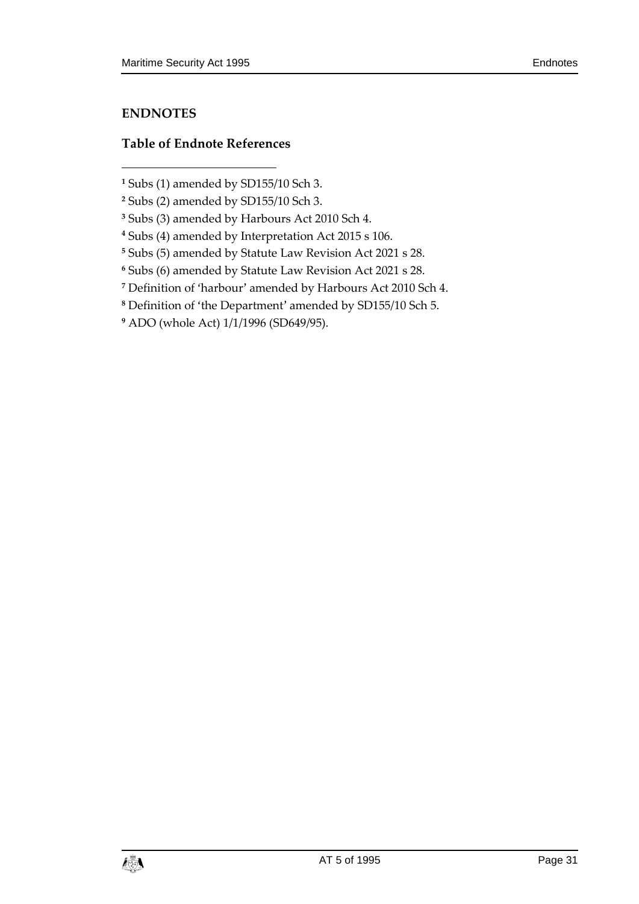## ENDNOTES

### Table of Endnote References

[1] Subs (1) amended by SD155/10 Sch 3.

[2] Subs (2) amended by SD155/10 Sch 3.

[3] Subs (3) amended by Harbours Act 2010 Sch 4.

[4] Subs (4) amended by Interpretation Act 2015 s 106.

[5] Subs (5) amended by Statute Law Revision Act 2021 s 28.

[6] Subs (6) amended by Statute Law Revision Act 2021 s 28.

[7] Definition of 'harbour' amended by Harbours Act 2010 Sch 4.

[8] Definition of 'the Department' amended by SD155/10 Sch 5.

[9] ADO (whole Act) 1/1/1996 (SD649/95).